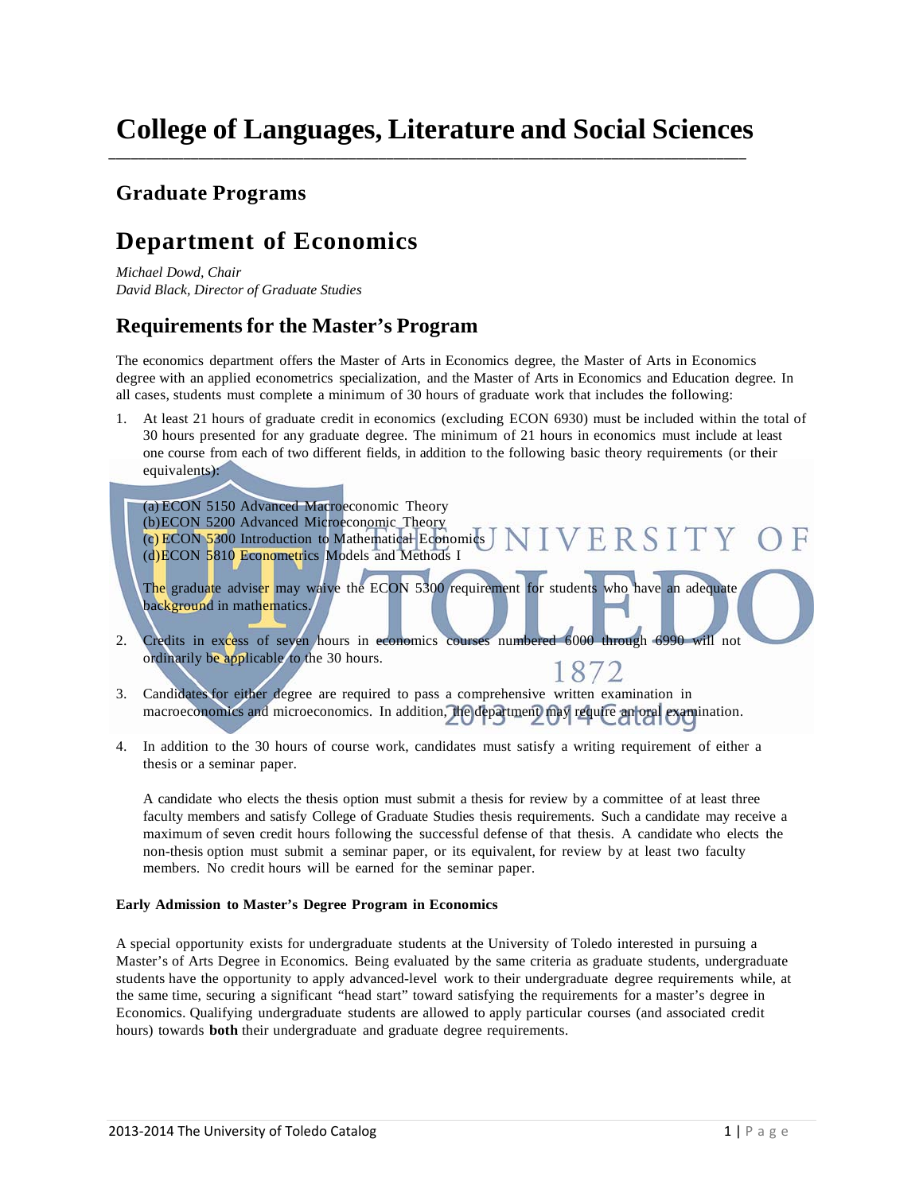# College of Languages, Literature and Social Sciences

## Graduate Programs

## Department of Economics

*Michael Dowd, Chair*
*David Black, Director of Graduate Studies*

## Requirements for the Master's Program

The economics department offers the Master of Arts in Economics degree, the Master of Arts in Economics degree with an applied econometrics specialization, and the Master of Arts in Economics and Education degree. In all cases, students must complete a minimum of 30 hours of graduate work that includes the following:

1. At least 21 hours of graduate credit in economics (excluding ECON 6930) must be included within the total of 30 hours presented for any graduate degree. The minimum of 21 hours in economics must include at least one course from each of two different fields, in addition to the following basic theory requirements (or their equivalents):

   (a) ECON 5150 Advanced Macroeconomic Theory
   (b) ECON 5200 Advanced Microeconomic Theory
   (c) ECON 5300 Introduction to Mathematical Economics
   (d) ECON 5810 Econometrics Models and Methods I

   The graduate adviser may waive the ECON 5300 requirement for students who have an adequate background in mathematics.

2. Credits in excess of seven hours in economics courses numbered 6000 through 6990 will not ordinarily be applicable to the 30 hours.

3. Candidates for either degree are required to pass a comprehensive written examination in macroeconomics and microeconomics. In addition, the department may require an oral examination.

4. In addition to the 30 hours of course work, candidates must satisfy a writing requirement of either a thesis or a seminar paper.

   A candidate who elects the thesis option must submit a thesis for review by a committee of at least three faculty members and satisfy College of Graduate Studies thesis requirements. Such a candidate may receive a maximum of seven credit hours following the successful defense of that thesis. A candidate who elects the non-thesis option must submit a seminar paper, or its equivalent, for review by at least two faculty members. No credit hours will be earned for the seminar paper.

**Early Admission to Master's Degree Program in Economics**

A special opportunity exists for undergraduate students at the University of Toledo interested in pursuing a Master's of Arts Degree in Economics. Being evaluated by the same criteria as graduate students, undergraduate students have the opportunity to apply advanced-level work to their undergraduate degree requirements while, at the same time, securing a significant "head start" toward satisfying the requirements for a master's degree in Economics. Qualifying undergraduate students are allowed to apply particular courses (and associated credit hours) towards **both** their undergraduate and graduate degree requirements.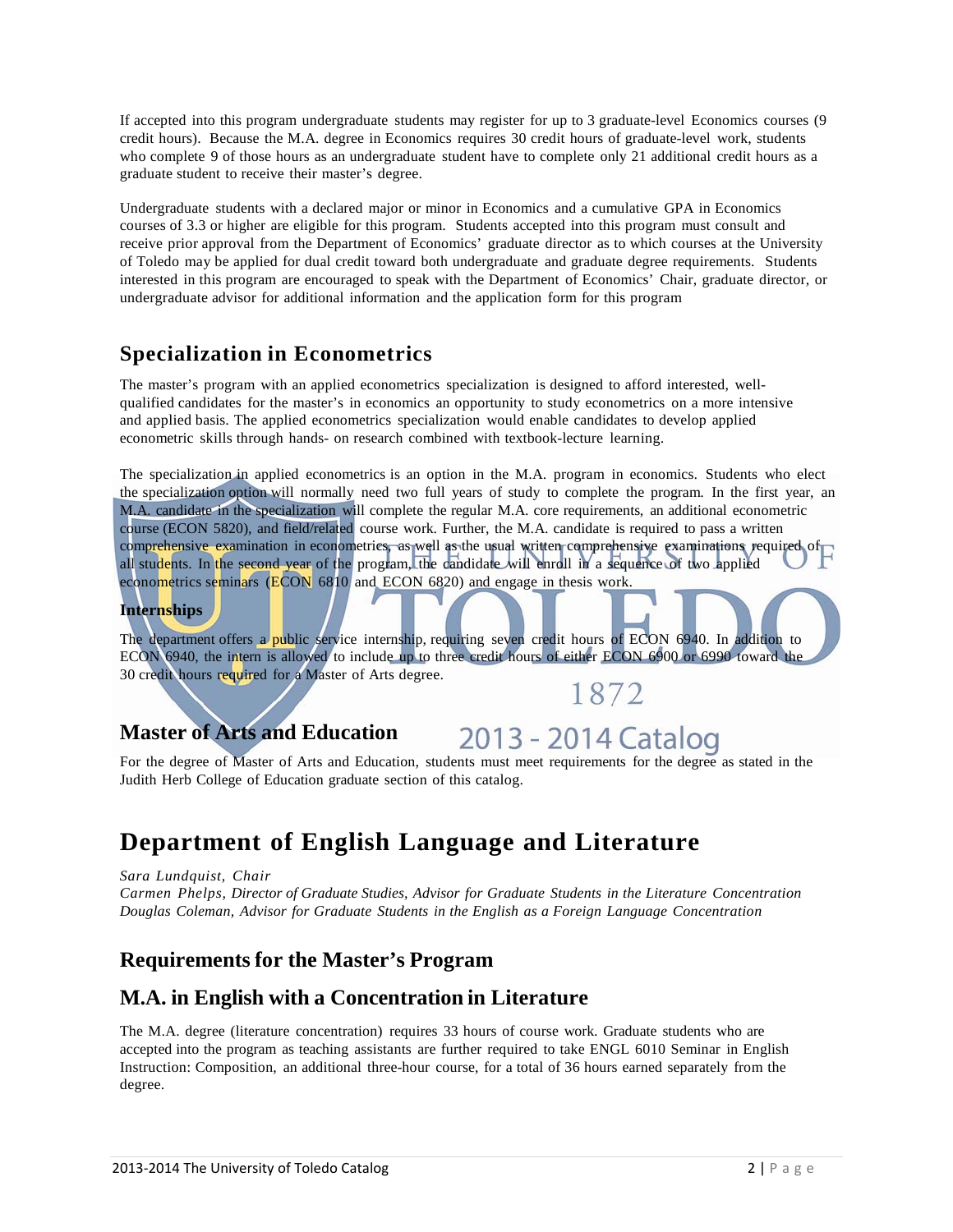If accepted into this program undergraduate students may register for up to 3 graduate-level Economics courses (9 credit hours). Because the M.A. degree in Economics requires 30 credit hours of graduate-level work, students who complete 9 of those hours as an undergraduate student have to complete only 21 additional credit hours as a graduate student to receive their master's degree.

Undergraduate students with a declared major or minor in Economics and a cumulative GPA in Economics courses of 3.3 or higher are eligible for this program. Students accepted into this program must consult and receive prior approval from the Department of Economics' graduate director as to which courses at the University of Toledo may be applied for dual credit toward both undergraduate and graduate degree requirements. Students interested in this program are encouraged to speak with the Department of Economics' Chair, graduate director, or undergraduate advisor for additional information and the application form for this program

## Specialization in Econometrics

The master's program with an applied econometrics specialization is designed to afford interested, well-qualified candidates for the master's in economics an opportunity to study econometrics on a more intensive and applied basis. The applied econometrics specialization would enable candidates to develop applied econometric skills through hands- on research combined with textbook-lecture learning.

The specialization in applied econometrics is an option in the M.A. program in economics. Students who elect the specialization option will normally need two full years of study to complete the program. In the first year, an M.A. candidate in the specialization will complete the regular M.A. core requirements, an additional econometric course (ECON 5820), and field/related course work. Further, the M.A. candidate is required to pass a written comprehensive examination in econometrics, as well as the usual written comprehensive examinations required of all students. In the second year of the program, the candidate will enroll in a sequence of two applied econometrics seminars (ECON 6810 and ECON 6820) and engage in thesis work.

**Internships**

The department offers a public service internship, requiring seven credit hours of ECON 6940. In addition to ECON 6940, the intern is allowed to include up to three credit hours of either ECON 6900 or 6990 toward the 30 credit hours required for a Master of Arts degree.

## Master of Arts and Education

For the degree of Master of Arts and Education, students must meet requirements for the degree as stated in the Judith Herb College of Education graduate section of this catalog.

# Department of English Language and Literature

*Sara Lundquist, Chair*
*Carmen Phelps, Director of Graduate Studies, Advisor for Graduate Students in the Literature Concentration*
*Douglas Coleman, Advisor for Graduate Students in the English as a Foreign Language Concentration*

## Requirements for the Master's Program

## M.A. in English with a Concentration in Literature

The M.A. degree (literature concentration) requires 33 hours of course work. Graduate students who are accepted into the program as teaching assistants are further required to take ENGL 6010 Seminar in English Instruction: Composition, an additional three-hour course, for a total of 36 hours earned separately from the degree.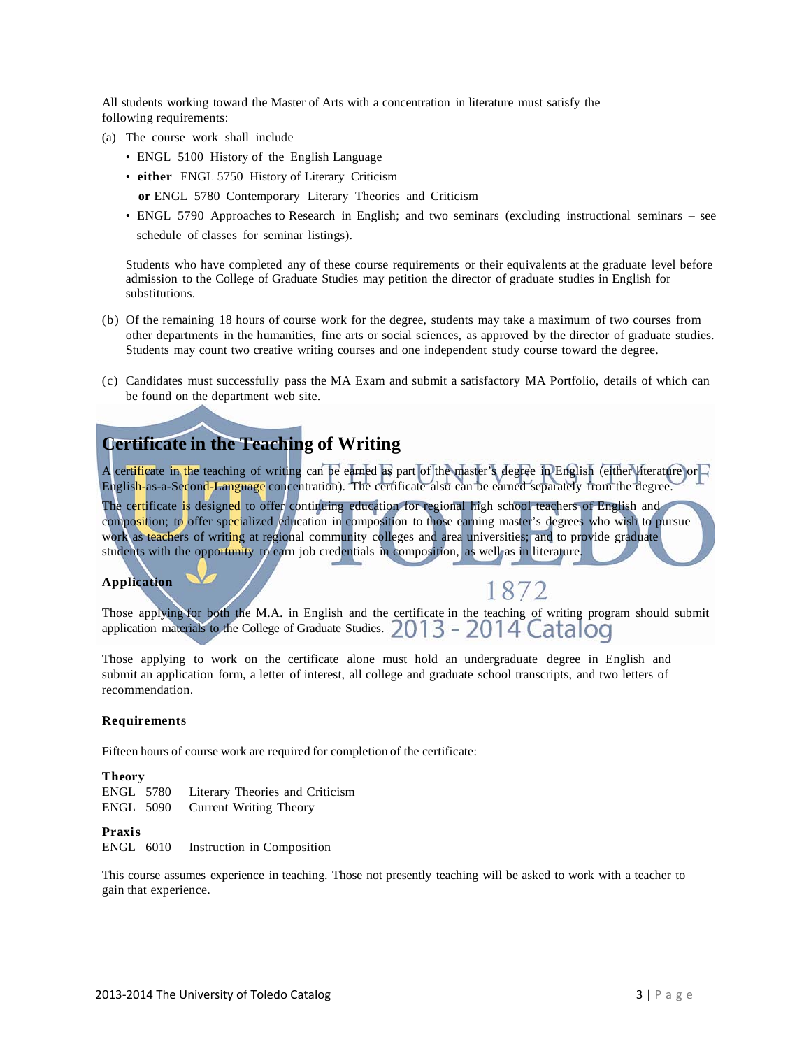All students working toward the Master of Arts with a concentration in literature must satisfy the following requirements:

(a) The course work shall include

- ENGL 5100 History of the English Language
- **either** ENGL 5750 History of Literary Criticism
  **or** ENGL 5780 Contemporary Literary Theories and Criticism
- ENGL 5790 Approaches to Research in English; and two seminars (excluding instructional seminars – see schedule of classes for seminar listings).

Students who have completed any of these course requirements or their equivalents at the graduate level before admission to the College of Graduate Studies may petition the director of graduate studies in English for substitutions.

(b) Of the remaining 18 hours of course work for the degree, students may take a maximum of two courses from other departments in the humanities, fine arts or social sciences, as approved by the director of graduate studies. Students may count two creative writing courses and one independent study course toward the degree.

(c) Candidates must successfully pass the MA Exam and submit a satisfactory MA Portfolio, details of which can be found on the department web site.

## Certificate in the Teaching of Writing

A certificate in the teaching of writing can be earned as part of the master's degree in English (either literature or English-as-a-Second-Language concentration). The certificate also can be earned separately from the degree.

The certificate is designed to offer continuing education for regional high school teachers of English and composition; to offer specialized education in composition to those earning master's degrees who wish to pursue work as teachers of writing at regional community colleges and area universities; and to provide graduate students with the opportunity to earn job credentials in composition, as well as in literature.

### Application

Those applying for both the M.A. in English and the certificate in the teaching of writing program should submit application materials to the College of Graduate Studies.

Those applying to work on the certificate alone must hold an undergraduate degree in English and submit an application form, a letter of interest, all college and graduate school transcripts, and two letters of recommendation.

### Requirements

Fifteen hours of course work are required for completion of the certificate:

**Theory**

ENGL 5780 Literary Theories and Criticism
ENGL 5090 Current Writing Theory

**Praxis**

ENGL 6010 Instruction in Composition

This course assumes experience in teaching. Those not presently teaching will be asked to work with a teacher to gain that experience.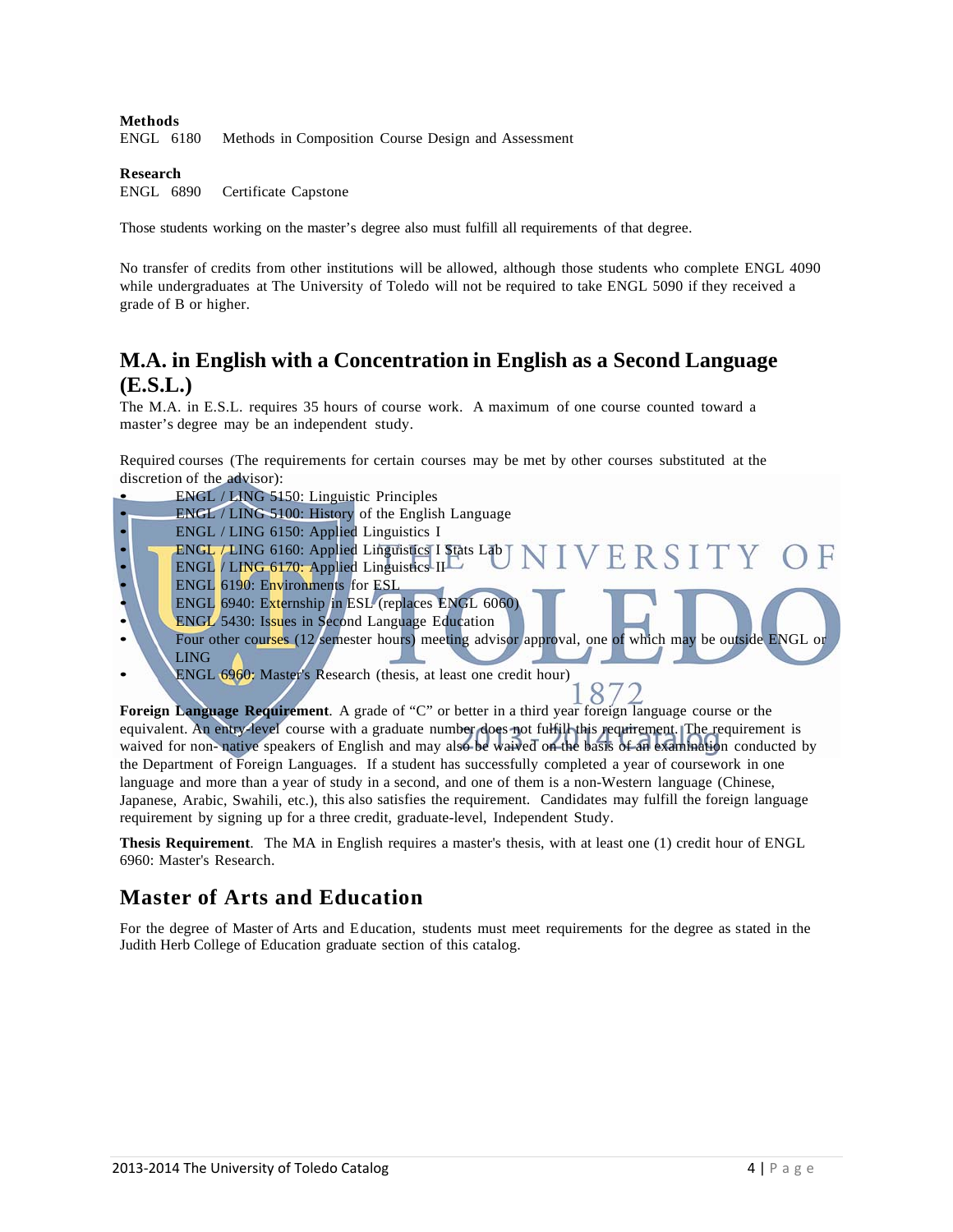**Methods**

ENGL 6180 Methods in Composition Course Design and Assessment

**Research**

ENGL 6890 Certificate Capstone

Those students working on the master's degree also must fulfill all requirements of that degree.

No transfer of credits from other institutions will be allowed, although those students who complete ENGL 4090 while undergraduates at The University of Toledo will not be required to take ENGL 5090 if they received a grade of B or higher.

## M.A. in English with a Concentration in English as a Second Language (E.S.L.)

The M.A. in E.S.L. requires 35 hours of course work. A maximum of one course counted toward a master's degree may be an independent study.

Required courses (The requirements for certain courses may be met by other courses substituted at the discretion of the advisor):

- ENGL / LING 5150: Linguistic Principles
- ENGL / LING 5100: History of the English Language
- ENGL / LING 6150: Applied Linguistics I
- ENGL / LING 6160: Applied Linguistics I Stats Lab
- ENGL / LING 6170: Applied Linguistics II
- ENGL 6190: Environments for ESL
- ENGL 6940: Externship in ESL (replaces ENGL 6060)
- ENGL 5430: Issues in Second Language Education
- Four other courses (12 semester hours) meeting advisor approval, one of which may be outside ENGL or LING
- ENGL 6960: Master's Research (thesis, at least one credit hour)

**Foreign Language Requirement**. A grade of "C" or better in a third year foreign language course or the equivalent. An entry-level course with a graduate number does not fulfill this requirement. The requirement is waived for non- native speakers of English and may also be waived on the basis of an examination conducted by the Department of Foreign Languages. If a student has successfully completed a year of coursework in one language and more than a year of study in a second, and one of them is a non-Western language (Chinese, Japanese, Arabic, Swahili, etc.), this also satisfies the requirement. Candidates may fulfill the foreign language requirement by signing up for a three credit, graduate-level, Independent Study.

**Thesis Requirement**. The MA in English requires a master's thesis, with at least one (1) credit hour of ENGL 6960: Master's Research.

## Master of Arts and Education

For the degree of Master of Arts and Education, students must meet requirements for the degree as stated in the Judith Herb College of Education graduate section of this catalog.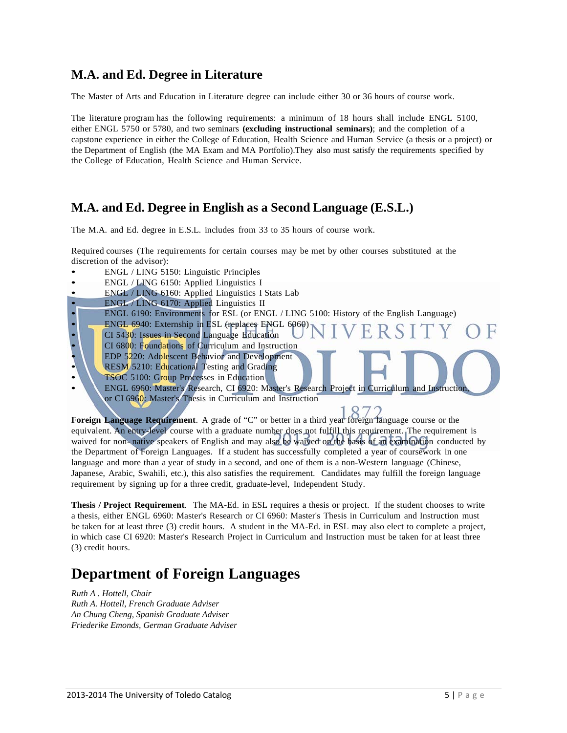## M.A. and Ed. Degree in Literature

The Master of Arts and Education in Literature degree can include either 30 or 36 hours of course work.

The literature program has the following requirements: a minimum of 18 hours shall include ENGL 5100, either ENGL 5750 or 5780, and two seminars **(excluding instructional seminars)**; and the completion of a capstone experience in either the College of Education, Health Science and Human Service (a thesis or a project) or the Department of English (the MA Exam and MA Portfolio).They also must satisfy the requirements specified by the College of Education, Health Science and Human Service.

## M.A. and Ed. Degree in English as a Second Language (E.S.L.)

The M.A. and Ed. degree in E.S.L. includes from 33 to 35 hours of course work.

Required courses (The requirements for certain courses may be met by other courses substituted at the discretion of the advisor):

- ENGL / LING 5150: Linguistic Principles
- ENGL / LING 6150: Applied Linguistics I
- ENGL / LING 6160: Applied Linguistics I Stats Lab
- ENGL / LING 6170: Applied Linguistics II
- ENGL 6190: Environments for ESL (or ENGL / LING 5100: History of the English Language)
- ENGL 6940: Externship in ESL (replaces ENGL 6060)
- CI 5430: Issues in Second Language Education
- CI 6800: Foundations of Curriculum and Instruction
- EDP 5220: Adolescent Behavior and Development
- RESM 5210: Educational Testing and Grading
- TSOC 5100: Group Processes in Education
- ENGL 6960: Master's Research, CI 6920: Master's Research Project in Curriculum and Instruction, or CI 6960: Master's Thesis in Curriculum and Instruction

**Foreign Language Requirement**. A grade of "C" or better in a third year foreign language course or the equivalent. An entry-level course with a graduate number does not fulfill this requirement. The requirement is waived for non- native speakers of English and may also be waived on the basis of an examination conducted by the Department of Foreign Languages. If a student has successfully completed a year of coursework in one language and more than a year of study in a second, and one of them is a non-Western language (Chinese, Japanese, Arabic, Swahili, etc.), this also satisfies the requirement. Candidates may fulfill the foreign language requirement by signing up for a three credit, graduate-level, Independent Study.

**Thesis / Project Requirement**. The MA-Ed. in ESL requires a thesis or project. If the student chooses to write a thesis, either ENGL 6960: Master's Research or CI 6960: Master's Thesis in Curriculum and Instruction must be taken for at least three (3) credit hours. A student in the MA-Ed. in ESL may also elect to complete a project, in which case CI 6920: Master's Research Project in Curriculum and Instruction must be taken for at least three (3) credit hours.

# Department of Foreign Languages

*Ruth A . Hottell, Chair*
*Ruth A. Hottell, French Graduate Adviser*
*An Chung Cheng, Spanish Graduate Adviser*
*Friederike Emonds, German Graduate Adviser*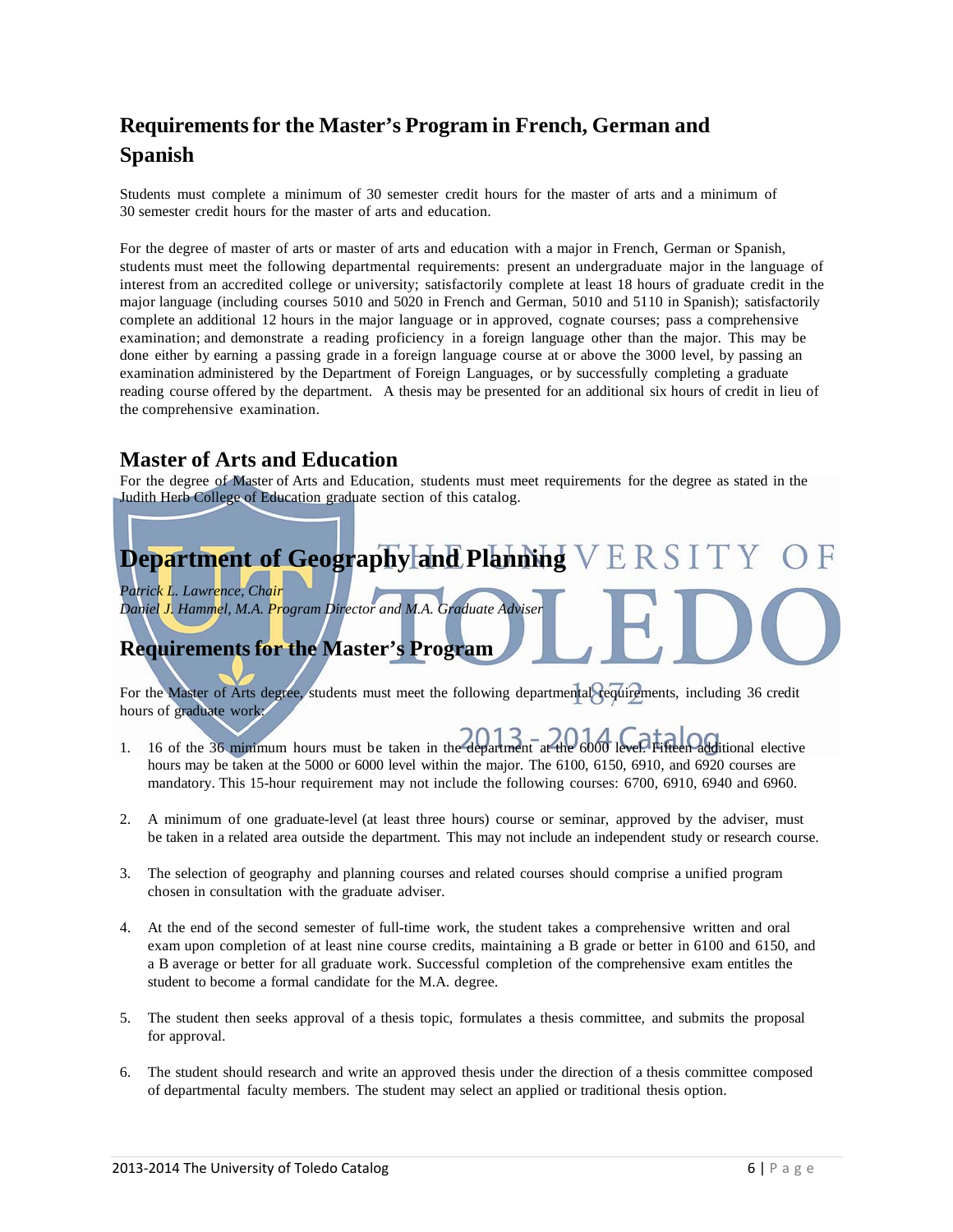## Requirements for the Master's Program in French, German and Spanish

Students must complete a minimum of 30 semester credit hours for the master of arts and a minimum of 30 semester credit hours for the master of arts and education.

For the degree of master of arts or master of arts and education with a major in French, German or Spanish, students must meet the following departmental requirements: present an undergraduate major in the language of interest from an accredited college or university; satisfactorily complete at least 18 hours of graduate credit in the major language (including courses 5010 and 5020 in French and German, 5010 and 5110 in Spanish); satisfactorily complete an additional 12 hours in the major language or in approved, cognate courses; pass a comprehensive examination; and demonstrate a reading proficiency in a foreign language other than the major. This may be done either by earning a passing grade in a foreign language course at or above the 3000 level, by passing an examination administered by the Department of Foreign Languages, or by successfully completing a graduate reading course offered by the department. A thesis may be presented for an additional six hours of credit in lieu of the comprehensive examination.

### Master of Arts and Education

For the degree of Master of Arts and Education, students must meet requirements for the degree as stated in the Judith Herb College of Education graduate section of this catalog.

# Department of Geography and Planning

*Patrick L. Lawrence, Chair*
*Daniel J. Hammel, M.A. Program Director and M.A. Graduate Adviser*

## Requirements for the Master's Program

For the Master of Arts degree, students must meet the following departmental requirements, including 36 credit hours of graduate work:

1. 16 of the 36 minimum hours must be taken in the department at the 6000 level. Fifteen additional elective hours may be taken at the 5000 or 6000 level within the major. The 6100, 6150, 6910, and 6920 courses are mandatory. This 15-hour requirement may not include the following courses: 6700, 6910, 6940 and 6960.

2. A minimum of one graduate-level (at least three hours) course or seminar, approved by the adviser, must be taken in a related area outside the department. This may not include an independent study or research course.

3. The selection of geography and planning courses and related courses should comprise a unified program chosen in consultation with the graduate adviser.

4. At the end of the second semester of full-time work, the student takes a comprehensive written and oral exam upon completion of at least nine course credits, maintaining a B grade or better in 6100 and 6150, and a B average or better for all graduate work. Successful completion of the comprehensive exam entitles the student to become a formal candidate for the M.A. degree.

5. The student then seeks approval of a thesis topic, formulates a thesis committee, and submits the proposal for approval.

6. The student should research and write an approved thesis under the direction of a thesis committee composed of departmental faculty members. The student may select an applied or traditional thesis option.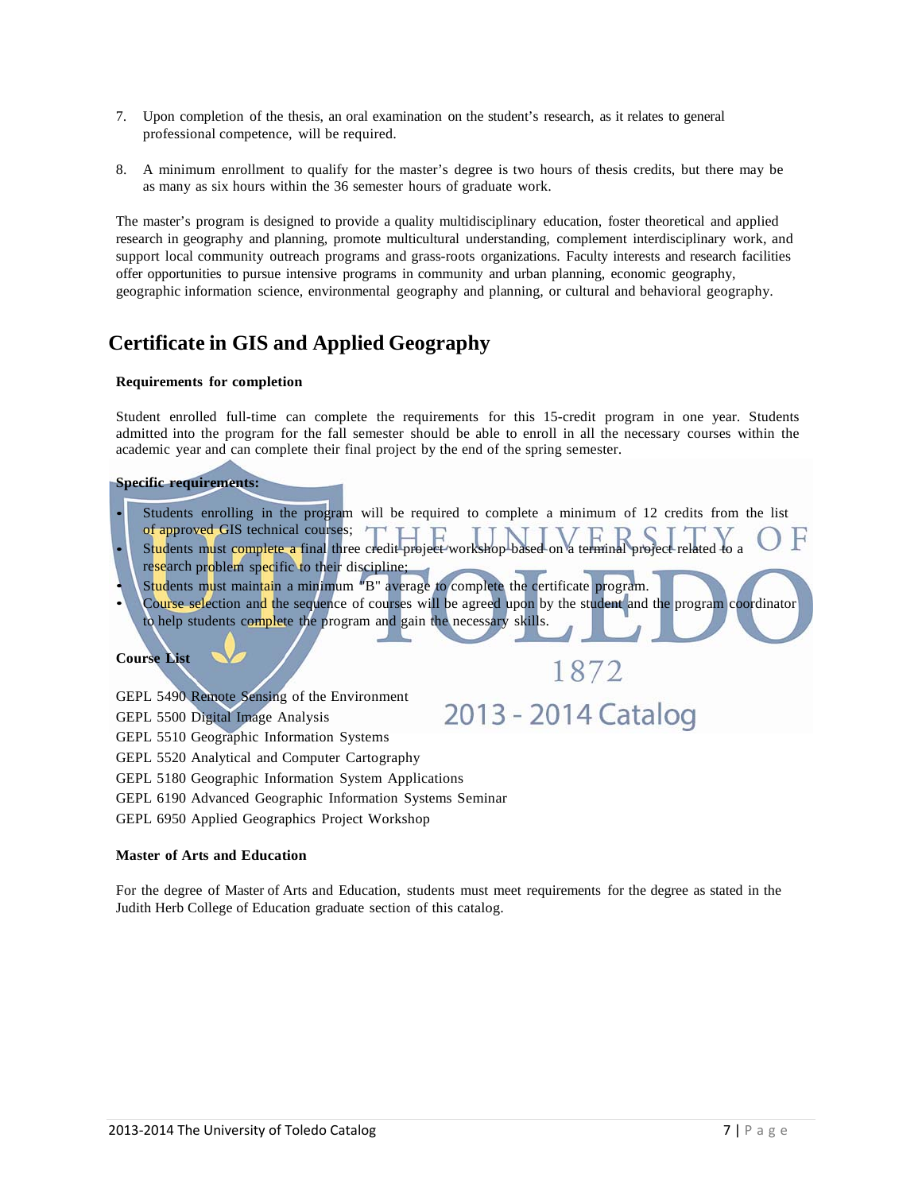7. Upon completion of the thesis, an oral examination on the student's research, as it relates to general professional competence, will be required.

8. A minimum enrollment to qualify for the master's degree is two hours of thesis credits, but there may be as many as six hours within the 36 semester hours of graduate work.

The master's program is designed to provide a quality multidisciplinary education, foster theoretical and applied research in geography and planning, promote multicultural understanding, complement interdisciplinary work, and support local community outreach programs and grass-roots organizations. Faculty interests and research facilities offer opportunities to pursue intensive programs in community and urban planning, economic geography, geographic information science, environmental geography and planning, or cultural and behavioral geography.

## Certificate in GIS and Applied Geography

**Requirements for completion**

Student enrolled full-time can complete the requirements for this 15-credit program in one year. Students admitted into the program for the fall semester should be able to enroll in all the necessary courses within the academic year and can complete their final project by the end of the spring semester.

**Specific requirements:**

- Students enrolling in the program will be required to complete a minimum of 12 credits from the list of approved GIS technical courses;
- Students must complete a final three credit project workshop based on a terminal project related to a research problem specific to their discipline;
- Students must maintain a minimum "B" average to complete the certificate program.
- Course selection and the sequence of courses will be agreed upon by the student and the program coordinator to help students complete the program and gain the necessary skills.

**Course List**

GEPL 5490 Remote Sensing of the Environment
GEPL 5500 Digital Image Analysis
GEPL 5510 Geographic Information Systems
GEPL 5520 Analytical and Computer Cartography
GEPL 5180 Geographic Information System Applications
GEPL 6190 Advanced Geographic Information Systems Seminar
GEPL 6950 Applied Geographics Project Workshop

**Master of Arts and Education**

For the degree of Master of Arts and Education, students must meet requirements for the degree as stated in the Judith Herb College of Education graduate section of this catalog.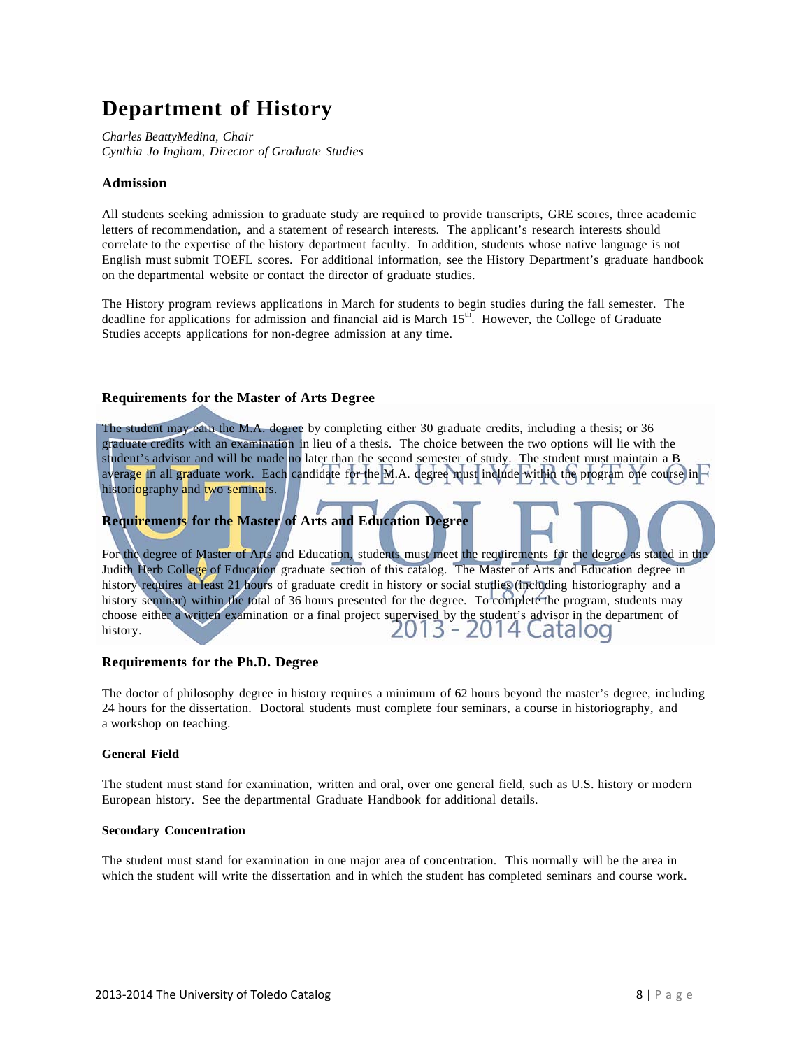# Department of History

*Charles BeattyMedina, Chair*
*Cynthia Jo Ingham, Director of Graduate Studies*

### Admission

All students seeking admission to graduate study are required to provide transcripts, GRE scores, three academic letters of recommendation, and a statement of research interests. The applicant's research interests should correlate to the expertise of the history department faculty. In addition, students whose native language is not English must submit TOEFL scores. For additional information, see the History Department's graduate handbook on the departmental website or contact the director of graduate studies.

The History program reviews applications in March for students to begin studies during the fall semester. The deadline for applications for admission and financial aid is March 15th. However, the College of Graduate Studies accepts applications for non-degree admission at any time.

### Requirements for the Master of Arts Degree

The student may earn the M.A. degree by completing either 30 graduate credits, including a thesis; or 36 graduate credits with an examination in lieu of a thesis. The choice between the two options will lie with the student's advisor and will be made no later than the second semester of study. The student must maintain a B average in all graduate work. Each candidate for the M.A. degree must include within the program one course in historiography and two seminars.

### Requirements for the Master of Arts and Education Degree

For the degree of Master of Arts and Education, students must meet the requirements for the degree as stated in the Judith Herb College of Education graduate section of this catalog. The Master of Arts and Education degree in history requires at least 21 hours of graduate credit in history or social studies (including historiography and a history seminar) within the total of 36 hours presented for the degree. To complete the program, students may choose either a written examination or a final project supervised by the student's advisor in the department of history.

### Requirements for the Ph.D. Degree

The doctor of philosophy degree in history requires a minimum of 62 hours beyond the master's degree, including 24 hours for the dissertation. Doctoral students must complete four seminars, a course in historiography, and a workshop on teaching.

#### General Field

The student must stand for examination, written and oral, over one general field, such as U.S. history or modern European history. See the departmental Graduate Handbook for additional details.

#### Secondary Concentration

The student must stand for examination in one major area of concentration. This normally will be the area in which the student will write the dissertation and in which the student has completed seminars and course work.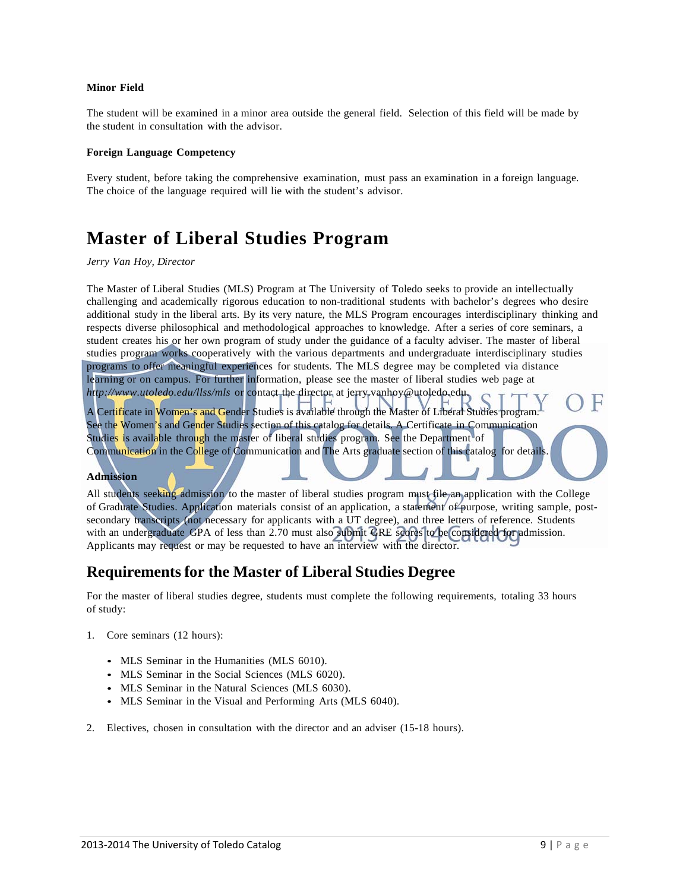**Minor Field**

The student will be examined in a minor area outside the general field. Selection of this field will be made by the student in consultation with the advisor.

**Foreign Language Competency**

Every student, before taking the comprehensive examination, must pass an examination in a foreign language. The choice of the language required will lie with the student's advisor.

# Master of Liberal Studies Program

*Jerry Van Hoy, Director*

The Master of Liberal Studies (MLS) Program at The University of Toledo seeks to provide an intellectually challenging and academically rigorous education to non-traditional students with bachelor's degrees who desire additional study in the liberal arts. By its very nature, the MLS Program encourages interdisciplinary thinking and respects diverse philosophical and methodological approaches to knowledge. After a series of core seminars, a student creates his or her own program of study under the guidance of a faculty adviser. The master of liberal studies program works cooperatively with the various departments and undergraduate interdisciplinary studies programs to offer meaningful experiences for students. The MLS degree may be completed via distance learning or on campus. For further information, please see the master of liberal studies web page at *http://www.utoledo.edu/llss/mls* or contact the director at jerry.vanhoy@utoledo.edu.

A Certificate in Women's and Gender Studies is available through the Master of Liberal Studies program. See the Women's and Gender Studies section of this catalog for details. A Certificate in Communication Studies is available through the master of liberal studies program. See the Department of Communication in the College of Communication and The Arts graduate section of this catalog for details.

**Admission**

All students seeking admission to the master of liberal studies program must file an application with the College of Graduate Studies. Application materials consist of an application, a statement of purpose, writing sample, post-secondary transcripts (not necessary for applicants with a UT degree), and three letters of reference. Students with an undergraduate GPA of less than 2.70 must also submit GRE scores to be considered for admission. Applicants may request or may be requested to have an interview with the director.

## Requirements for the Master of Liberal Studies Degree

For the master of liberal studies degree, students must complete the following requirements, totaling 33 hours of study:

1. Core seminars (12 hours):
   - MLS Seminar in the Humanities (MLS 6010).
   - MLS Seminar in the Social Sciences (MLS 6020).
   - MLS Seminar in the Natural Sciences (MLS 6030).
   - MLS Seminar in the Visual and Performing Arts (MLS 6040).

2. Electives, chosen in consultation with the director and an adviser (15-18 hours).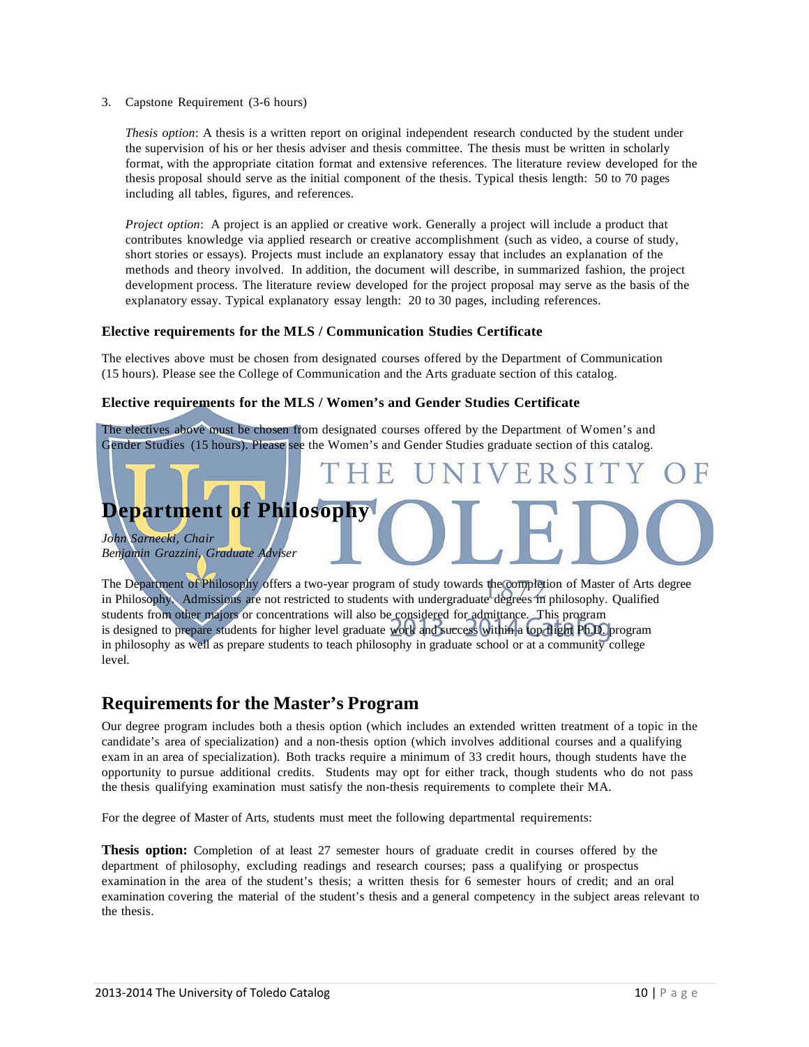3. Capstone Requirement (3-6 hours)

   *Thesis option*: A thesis is a written report on original independent research conducted by the student under the supervision of his or her thesis adviser and thesis committee. The thesis must be written in scholarly format, with the appropriate citation format and extensive references. The literature review developed for the thesis proposal should serve as the initial component of the thesis. Typical thesis length: 50 to 70 pages including all tables, figures, and references.

   *Project option*: A project is an applied or creative work. Generally a project will include a product that contributes knowledge via applied research or creative accomplishment (such as video, a course of study, short stories or essays). Projects must include an explanatory essay that includes an explanation of the methods and theory involved. In addition, the document will describe, in summarized fashion, the project development process. The literature review developed for the project proposal may serve as the basis of the explanatory essay. Typical explanatory essay length: 20 to 30 pages, including references.

### Elective requirements for the MLS / Communication Studies Certificate

The electives above must be chosen from designated courses offered by the Department of Communication (15 hours). Please see the College of Communication and the Arts graduate section of this catalog.

### Elective requirements for the MLS / Women's and Gender Studies Certificate

The electives above must be chosen from designated courses offered by the Department of Women's and Gender Studies (15 hours). Please see the Women's and Gender Studies graduate section of this catalog.

# Department of Philosophy

*John Sarnecki, Chair*
*Benjamin Grazzini, Graduate Adviser*

The Department of Philosophy offers a two-year program of study towards the completion of Master of Arts degree in Philosophy. Admissions are not restricted to students with undergraduate degrees in philosophy. Qualified students from other majors or concentrations will also be considered for admittance. This program is designed to prepare students for higher level graduate work and success within a top flight Ph.D. program in philosophy as well as prepare students to teach philosophy in graduate school or at a community college level.

## Requirements for the Master's Program

Our degree program includes both a thesis option (which includes an extended written treatment of a topic in the candidate's area of specialization) and a non-thesis option (which involves additional courses and a qualifying exam in an area of specialization). Both tracks require a minimum of 33 credit hours, though students have the opportunity to pursue additional credits. Students may opt for either track, though students who do not pass the thesis qualifying examination must satisfy the non-thesis requirements to complete their MA.

For the degree of Master of Arts, students must meet the following departmental requirements:

**Thesis option:** Completion of at least 27 semester hours of graduate credit in courses offered by the department of philosophy, excluding readings and research courses; pass a qualifying or prospectus examination in the area of the student's thesis; a written thesis for 6 semester hours of credit; and an oral examination covering the material of the student's thesis and a general competency in the subject areas relevant to the thesis.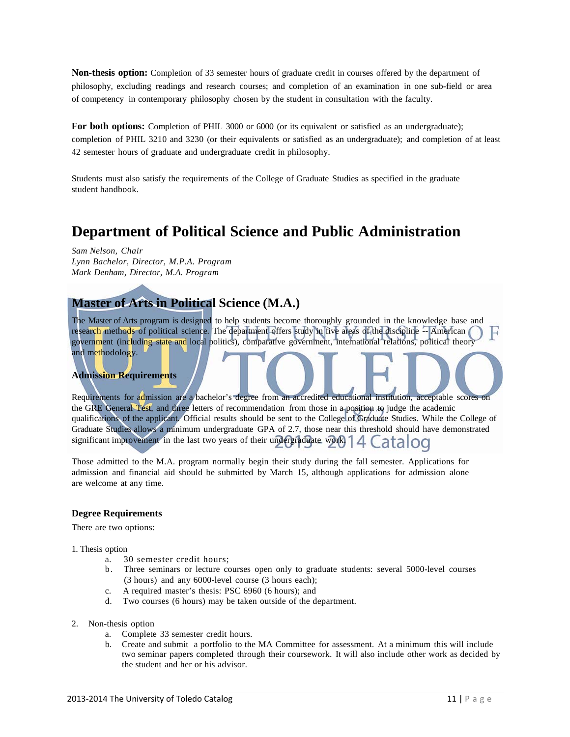**Non-thesis option:** Completion of 33 semester hours of graduate credit in courses offered by the department of philosophy, excluding readings and research courses; and completion of an examination in one sub-field or area of competency in contemporary philosophy chosen by the student in consultation with the faculty.

**For both options:** Completion of PHIL 3000 or 6000 (or its equivalent or satisfied as an undergraduate); completion of PHIL 3210 and 3230 (or their equivalents or satisfied as an undergraduate); and completion of at least 42 semester hours of graduate and undergraduate credit in philosophy.

Students must also satisfy the requirements of the College of Graduate Studies as specified in the graduate student handbook.

# Department of Political Science and Public Administration

*Sam Nelson, Chair*
*Lynn Bachelor, Director, M.P.A. Program*
*Mark Denham, Director, M.A. Program*

## Master of Arts in Political Science (M.A.)

The Master of Arts program is designed to help students become thoroughly grounded in the knowledge base and research methods of political science. The department offers study in five areas of the discipline -- American government (including state and local politics), comparative government, international relations, political theory and methodology.

### Admission Requirements

Requirements for admission are a bachelor's degree from an accredited educational institution, acceptable scores on the GRE General Test, and three letters of recommendation from those in a position to judge the academic qualifications of the applicant. Official results should be sent to the College of Graduate Studies. While the College of Graduate Studies allows a minimum undergraduate GPA of 2.7, those near this threshold should have demonstrated significant improvement in the last two years of their undergraduate work.

Those admitted to the M.A. program normally begin their study during the fall semester. Applications for admission and financial aid should be submitted by March 15, although applications for admission alone are welcome at any time.

### Degree Requirements

There are two options:

1. Thesis option
   a. 30 semester credit hours;
   b. Three seminars or lecture courses open only to graduate students: several 5000-level courses (3 hours) and any 6000-level course (3 hours each);
   c. A required master's thesis: PSC 6960 (6 hours); and
   d. Two courses (6 hours) may be taken outside of the department.

2. Non-thesis option
   a. Complete 33 semester credit hours.
   b. Create and submit a portfolio to the MA Committee for assessment. At a minimum this will include two seminar papers completed through their coursework. It will also include other work as decided by the student and her or his advisor.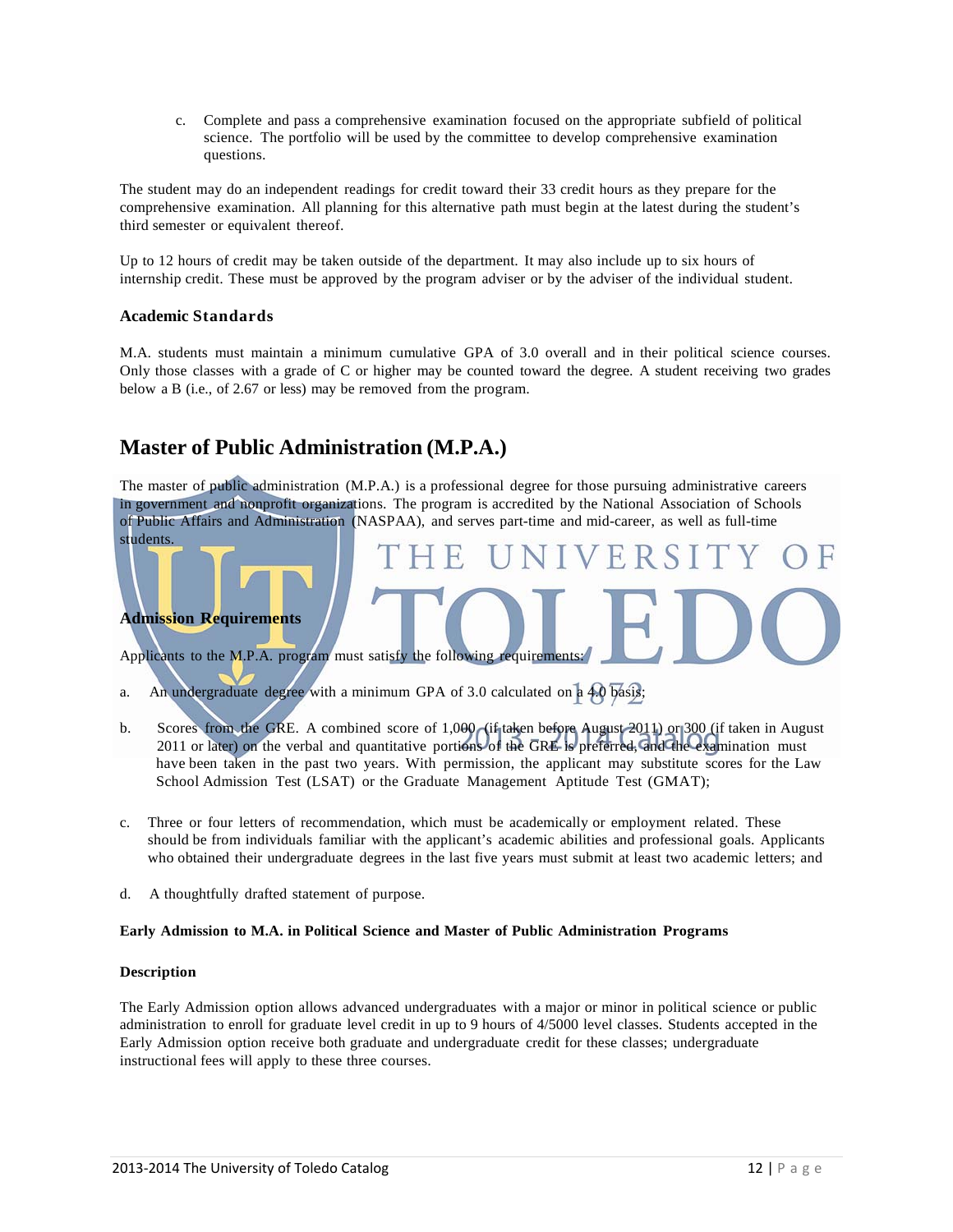c. Complete and pass a comprehensive examination focused on the appropriate subfield of political science. The portfolio will be used by the committee to develop comprehensive examination questions.

The student may do an independent readings for credit toward their 33 credit hours as they prepare for the comprehensive examination. All planning for this alternative path must begin at the latest during the student's third semester or equivalent thereof.

Up to 12 hours of credit may be taken outside of the department. It may also include up to six hours of internship credit. These must be approved by the program adviser or by the adviser of the individual student.

### Academic Standards

M.A. students must maintain a minimum cumulative GPA of 3.0 overall and in their political science courses. Only those classes with a grade of C or higher may be counted toward the degree. A student receiving two grades below a B (i.e., of 2.67 or less) may be removed from the program.

## Master of Public Administration (M.P.A.)

The master of public administration (M.P.A.) is a professional degree for those pursuing administrative careers in government and nonprofit organizations. The program is accredited by the National Association of Schools of Public Affairs and Administration (NASPAA), and serves part-time and mid-career, as well as full-time students.

### Admission Requirements

Applicants to the M.P.A. program must satisfy the following requirements:

a. An undergraduate degree with a minimum GPA of 3.0 calculated on a 4.0 basis;

b. Scores from the GRE. A combined score of 1,000 (if taken before August 2011) or 300 (if taken in August 2011 or later) on the verbal and quantitative portions of the GRE is preferred, and the examination must have been taken in the past two years. With permission, the applicant may substitute scores for the Law School Admission Test (LSAT) or the Graduate Management Aptitude Test (GMAT);

c. Three or four letters of recommendation, which must be academically or employment related. These should be from individuals familiar with the applicant's academic abilities and professional goals. Applicants who obtained their undergraduate degrees in the last five years must submit at least two academic letters; and

d. A thoughtfully drafted statement of purpose.

**Early Admission to M.A. in Political Science and Master of Public Administration Programs**

**Description**

The Early Admission option allows advanced undergraduates with a major or minor in political science or public administration to enroll for graduate level credit in up to 9 hours of 4/5000 level classes. Students accepted in the Early Admission option receive both graduate and undergraduate credit for these classes; undergraduate instructional fees will apply to these three courses.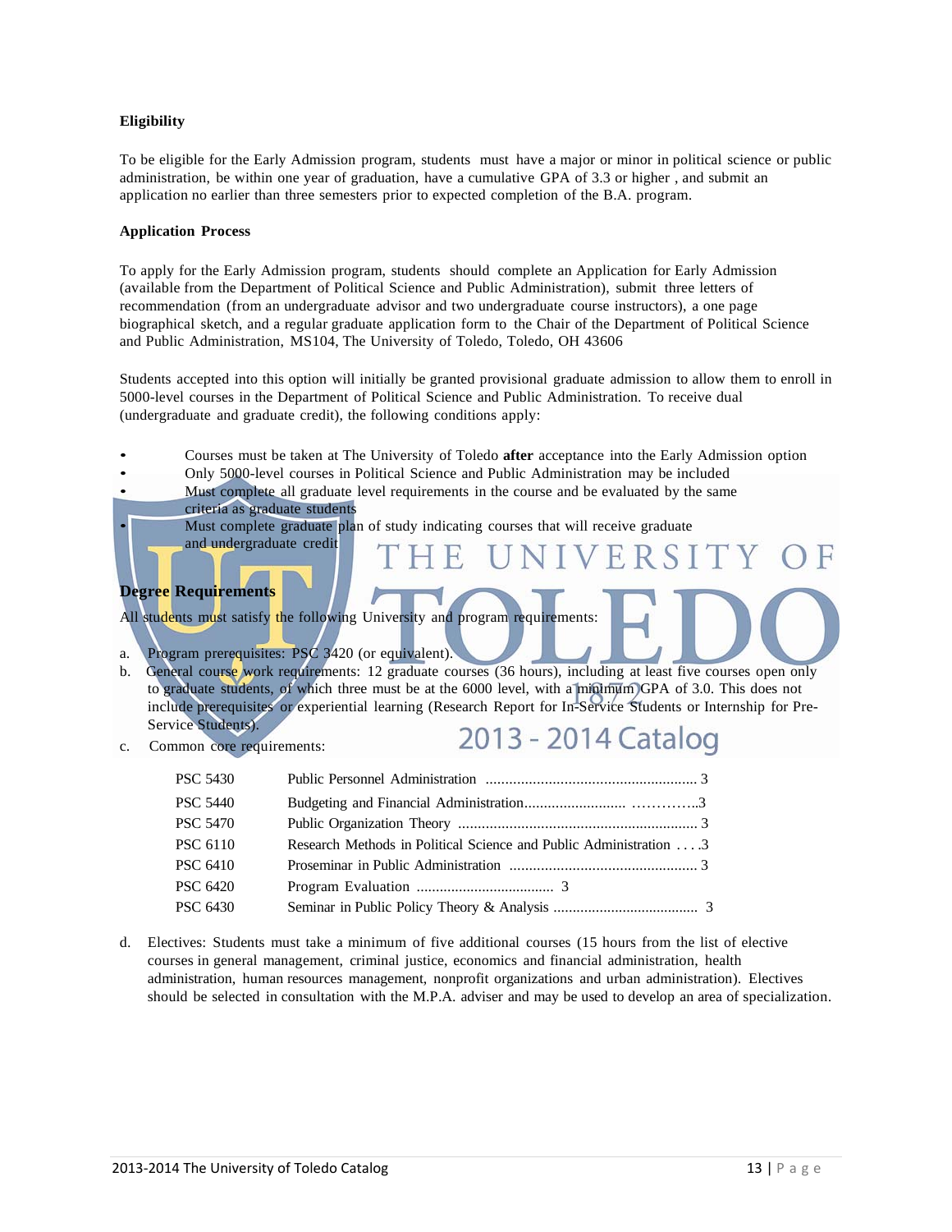**Eligibility**

To be eligible for the Early Admission program, students must have a major or minor in political science or public administration, be within one year of graduation, have a cumulative GPA of 3.3 or higher , and submit an application no earlier than three semesters prior to expected completion of the B.A. program.

**Application Process**

To apply for the Early Admission program, students should complete an Application for Early Admission (available from the Department of Political Science and Public Administration), submit three letters of recommendation (from an undergraduate advisor and two undergraduate course instructors), a one page biographical sketch, and a regular graduate application form to the Chair of the Department of Political Science and Public Administration, MS104, The University of Toledo, Toledo, OH 43606

Students accepted into this option will initially be granted provisional graduate admission to allow them to enroll in 5000-level courses in the Department of Political Science and Public Administration. To receive dual (undergraduate and graduate credit), the following conditions apply:

- Courses must be taken at The University of Toledo **after** acceptance into the Early Admission option
- Only 5000-level courses in Political Science and Public Administration may be included
- Must complete all graduate level requirements in the course and be evaluated by the same criteria as graduate students
- Must complete graduate plan of study indicating courses that will receive graduate and undergraduate credit

**Degree Requirements**

All students must satisfy the following University and program requirements:

a. Program prerequisites: PSC 3420 (or equivalent).
b. General course work requirements: 12 graduate courses (36 hours), including at least five courses open only to graduate students, of which three must be at the 6000 level, with a minimum GPA of 3.0. This does not include prerequisites or experiential learning (Research Report for In-Service Students or Internship for Pre-Service Students).
c. Common core requirements:

| | | |
|---|---|---|
| PSC 5430 | Public Personnel Administration | 3 |
| PSC 5440 | Budgeting and Financial Administration | 3 |
| PSC 5470 | Public Organization Theory | 3 |
| PSC 6110 | Research Methods in Political Science and Public Administration | 3 |
| PSC 6410 | Proseminar in Public Administration | 3 |
| PSC 6420 | Program Evaluation | 3 |
| PSC 6430 | Seminar in Public Policy Theory & Analysis | 3 |

d. Electives: Students must take a minimum of five additional courses (15 hours from the list of elective courses in general management, criminal justice, economics and financial administration, health administration, human resources management, nonprofit organizations and urban administration). Electives should be selected in consultation with the M.P.A. adviser and may be used to develop an area of specialization.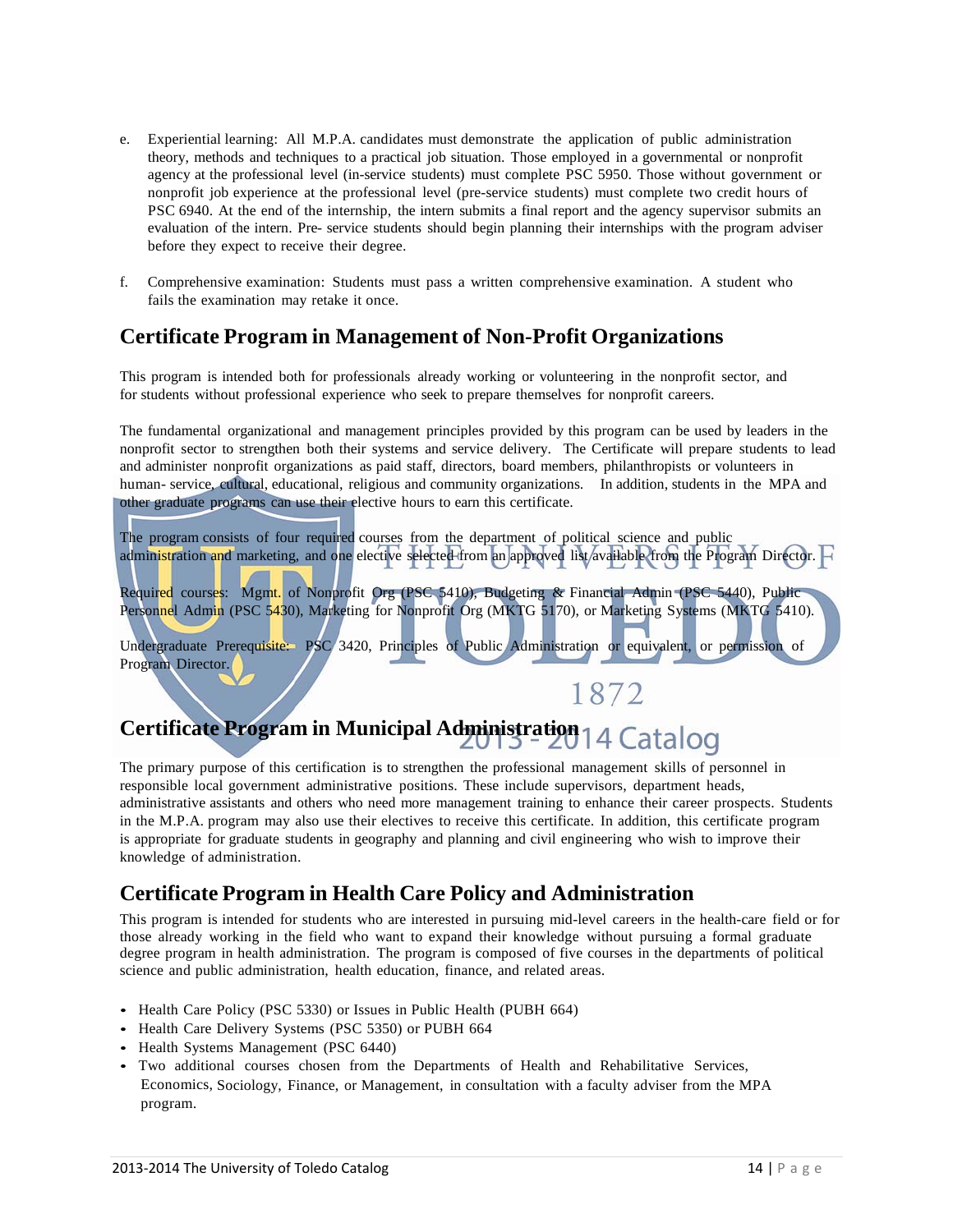e. Experiential learning: All M.P.A. candidates must demonstrate the application of public administration theory, methods and techniques to a practical job situation. Those employed in a governmental or nonprofit agency at the professional level (in-service students) must complete PSC 5950. Those without government or nonprofit job experience at the professional level (pre-service students) must complete two credit hours of PSC 6940. At the end of the internship, the intern submits a final report and the agency supervisor submits an evaluation of the intern. Pre- service students should begin planning their internships with the program adviser before they expect to receive their degree.

f. Comprehensive examination: Students must pass a written comprehensive examination. A student who fails the examination may retake it once.

## Certificate Program in Management of Non-Profit Organizations

This program is intended both for professionals already working or volunteering in the nonprofit sector, and for students without professional experience who seek to prepare themselves for nonprofit careers.

The fundamental organizational and management principles provided by this program can be used by leaders in the nonprofit sector to strengthen both their systems and service delivery. The Certificate will prepare students to lead and administer nonprofit organizations as paid staff, directors, board members, philanthropists or volunteers in human- service, cultural, educational, religious and community organizations. In addition, students in the MPA and other graduate programs can use their elective hours to earn this certificate.

The program consists of four required courses from the department of political science and public administration and marketing, and one elective selected from an approved list available from the Program Director.

Required courses: Mgmt. of Nonprofit Org (PSC 5410), Budgeting & Financial Admin (PSC 5440), Public Personnel Admin (PSC 5430), Marketing for Nonprofit Org (MKTG 5170), or Marketing Systems (MKTG 5410).

Undergraduate Prerequisite: PSC 3420, Principles of Public Administration or equivalent, or permission of Program Director.

## Certificate Program in Municipal Administration

The primary purpose of this certification is to strengthen the professional management skills of personnel in responsible local government administrative positions. These include supervisors, department heads, administrative assistants and others who need more management training to enhance their career prospects. Students in the M.P.A. program may also use their electives to receive this certificate. In addition, this certificate program is appropriate for graduate students in geography and planning and civil engineering who wish to improve their knowledge of administration.

## Certificate Program in Health Care Policy and Administration

This program is intended for students who are interested in pursuing mid-level careers in the health-care field or for those already working in the field who want to expand their knowledge without pursuing a formal graduate degree program in health administration. The program is composed of five courses in the departments of political science and public administration, health education, finance, and related areas.

- Health Care Policy (PSC 5330) or Issues in Public Health (PUBH 664)
- Health Care Delivery Systems (PSC 5350) or PUBH 664
- Health Systems Management (PSC 6440)
- Two additional courses chosen from the Departments of Health and Rehabilitative Services, Economics, Sociology, Finance, or Management, in consultation with a faculty adviser from the MPA program.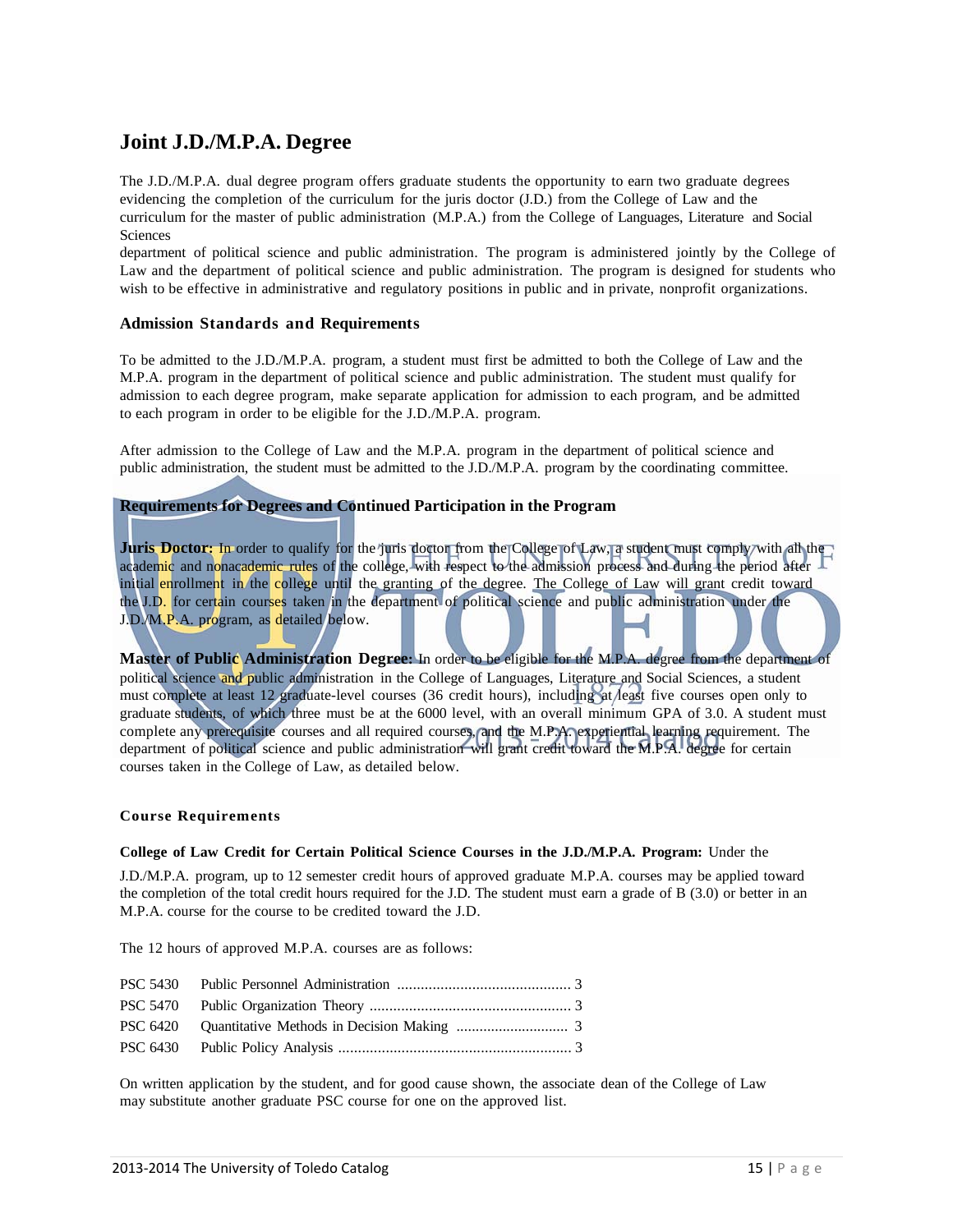# Joint J.D./M.P.A. Degree

The J.D./M.P.A. dual degree program offers graduate students the opportunity to earn two graduate degrees evidencing the completion of the curriculum for the juris doctor (J.D.) from the College of Law and the curriculum for the master of public administration (M.P.A.) from the College of Languages, Literature and Social Sciences department of political science and public administration. The program is administered jointly by the College of Law and the department of political science and public administration. The program is designed for students who wish to be effective in administrative and regulatory positions in public and in private, nonprofit organizations.

## Admission Standards and Requirements

To be admitted to the J.D./M.P.A. program, a student must first be admitted to both the College of Law and the M.P.A. program in the department of political science and public administration. The student must qualify for admission to each degree program, make separate application for admission to each program, and be admitted to each program in order to be eligible for the J.D./M.P.A. program.

After admission to the College of Law and the M.P.A. program in the department of political science and public administration, the student must be admitted to the J.D./M.P.A. program by the coordinating committee.

## Requirements for Degrees and Continued Participation in the Program

**Juris Doctor:** In order to qualify for the juris doctor from the College of Law, a student must comply with all the academic and nonacademic rules of the college, with respect to the admission process and during the period after initial enrollment in the college until the granting of the degree. The College of Law will grant credit toward the J.D. for certain courses taken in the department of political science and public administration under the J.D./M.P.A. program, as detailed below.

**Master of Public Administration Degree:** In order to be eligible for the M.P.A. degree from the department of political science and public administration in the College of Languages, Literature and Social Sciences, a student must complete at least 12 graduate-level courses (36 credit hours), including at least five courses open only to graduate students, of which three must be at the 6000 level, with an overall minimum GPA of 3.0. A student must complete any prerequisite courses and all required courses, and the M.P.A. experiential learning requirement. The department of political science and public administration will grant credit toward the M.P.A. degree for certain courses taken in the College of Law, as detailed below.

## Course Requirements

**College of Law Credit for Certain Political Science Courses in the J.D./M.P.A. Program:** Under the J.D./M.P.A. program, up to 12 semester credit hours of approved graduate M.P.A. courses may be applied toward the completion of the total credit hours required for the J.D. The student must earn a grade of B (3.0) or better in an M.P.A. course for the course to be credited toward the J.D.

The 12 hours of approved M.P.A. courses are as follows:

| Course | Title | Hours |
|---|---|---|
| PSC 5430 | Public Personnel Administration | 3 |
| PSC 5470 | Public Organization Theory | 3 |
| PSC 6420 | Quantitative Methods in Decision Making | 3 |
| PSC 6430 | Public Policy Analysis | 3 |

On written application by the student, and for good cause shown, the associate dean of the College of Law may substitute another graduate PSC course for one on the approved list.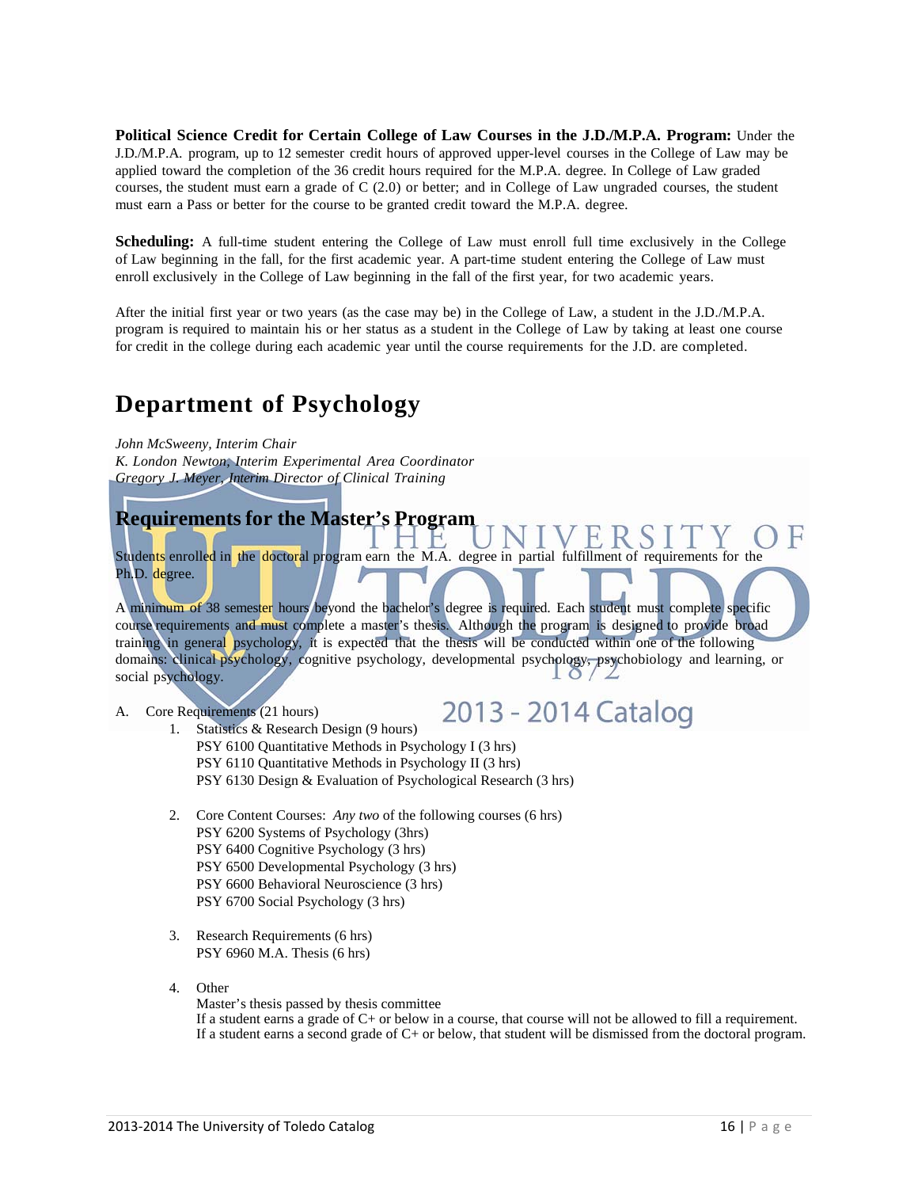**Political Science Credit for Certain College of Law Courses in the J.D./M.P.A. Program:** Under the J.D./M.P.A. program, up to 12 semester credit hours of approved upper-level courses in the College of Law may be applied toward the completion of the 36 credit hours required for the M.P.A. degree. In College of Law graded courses, the student must earn a grade of C (2.0) or better; and in College of Law ungraded courses, the student must earn a Pass or better for the course to be granted credit toward the M.P.A. degree.

**Scheduling:** A full-time student entering the College of Law must enroll full time exclusively in the College of Law beginning in the fall, for the first academic year. A part-time student entering the College of Law must enroll exclusively in the College of Law beginning in the fall of the first year, for two academic years.

After the initial first year or two years (as the case may be) in the College of Law, a student in the J.D./M.P.A. program is required to maintain his or her status as a student in the College of Law by taking at least one course for credit in the college during each academic year until the course requirements for the J.D. are completed.

# Department of Psychology

*John McSweeny, Interim Chair*
*K. London Newton, Interim Experimental Area Coordinator*
*Gregory J. Meyer, Interim Director of Clinical Training*

## Requirements for the Master's Program

Students enrolled in the doctoral program earn the M.A. degree in partial fulfillment of requirements for the Ph.D. degree.

A minimum of 38 semester hours beyond the bachelor's degree is required. Each student must complete specific course requirements and must complete a master's thesis. Although the program is designed to provide broad training in general psychology, it is expected that the thesis will be conducted within one of the following domains: clinical psychology, cognitive psychology, developmental psychology, psychobiology and learning, or social psychology.

A. Core Requirements (21 hours)

1. Statistics & Research Design (9 hours)
   PSY 6100 Quantitative Methods in Psychology I (3 hrs)
   PSY 6110 Quantitative Methods in Psychology II (3 hrs)
   PSY 6130 Design & Evaluation of Psychological Research (3 hrs)

2. Core Content Courses: *Any two* of the following courses (6 hrs)
   PSY 6200 Systems of Psychology (3hrs)
   PSY 6400 Cognitive Psychology (3 hrs)
   PSY 6500 Developmental Psychology (3 hrs)
   PSY 6600 Behavioral Neuroscience (3 hrs)
   PSY 6700 Social Psychology (3 hrs)

3. Research Requirements (6 hrs)
   PSY 6960 M.A. Thesis (6 hrs)

4. Other
   Master's thesis passed by thesis committee
   If a student earns a grade of C+ or below in a course, that course will not be allowed to fill a requirement.
   If a student earns a second grade of C+ or below, that student will be dismissed from the doctoral program.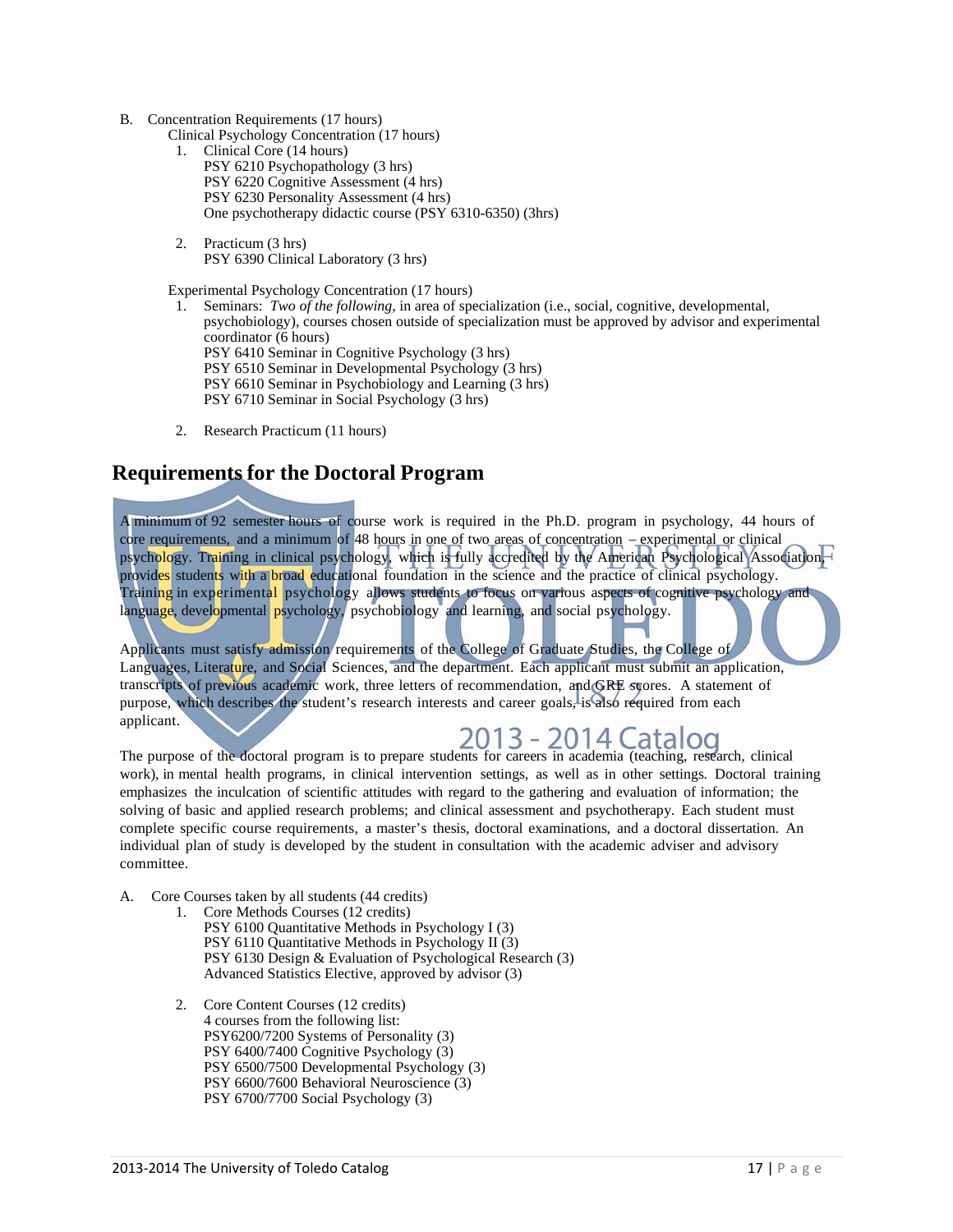B. Concentration Requirements (17 hours)

Clinical Psychology Concentration (17 hours)

1. Clinical Core (14 hours)
   PSY 6210 Psychopathology (3 hrs)
   PSY 6220 Cognitive Assessment (4 hrs)
   PSY 6230 Personality Assessment (4 hrs)
   One psychotherapy didactic course (PSY 6310-6350) (3hrs)

2. Practicum (3 hrs)
   PSY 6390 Clinical Laboratory (3 hrs)

Experimental Psychology Concentration (17 hours)

1. Seminars: *Two of the following*, in area of specialization (i.e., social, cognitive, developmental, psychobiology), courses chosen outside of specialization must be approved by advisor and experimental coordinator (6 hours)
   PSY 6410 Seminar in Cognitive Psychology (3 hrs)
   PSY 6510 Seminar in Developmental Psychology (3 hrs)
   PSY 6610 Seminar in Psychobiology and Learning (3 hrs)
   PSY 6710 Seminar in Social Psychology (3 hrs)

2. Research Practicum (11 hours)

## Requirements for the Doctoral Program

A minimum of 92 semester hours of course work is required in the Ph.D. program in psychology, 44 hours of core requirements, and a minimum of 48 hours in one of two areas of concentration – experimental or clinical psychology. Training in clinical psychology, which is fully accredited by the American Psychological Association, provides students with a broad educational foundation in the science and the practice of clinical psychology. Training in experimental psychology allows students to focus on various aspects of cognitive psychology and language, developmental psychology, psychobiology and learning, and social psychology.

Applicants must satisfy admission requirements of the College of Graduate Studies, the College of Languages, Literature, and Social Sciences, and the department. Each applicant must submit an application, transcripts of previous academic work, three letters of recommendation, and GRE scores. A statement of purpose, which describes the student's research interests and career goals, is also required from each applicant.

The purpose of the doctoral program is to prepare students for careers in academia (teaching, research, clinical work), in mental health programs, in clinical intervention settings, as well as in other settings. Doctoral training emphasizes the inculcation of scientific attitudes with regard to the gathering and evaluation of information; the solving of basic and applied research problems; and clinical assessment and psychotherapy. Each student must complete specific course requirements, a master's thesis, doctoral examinations, and a doctoral dissertation. An individual plan of study is developed by the student in consultation with the academic adviser and advisory committee.

A. Core Courses taken by all students (44 credits)

1. Core Methods Courses (12 credits)
   PSY 6100 Quantitative Methods in Psychology I (3)
   PSY 6110 Quantitative Methods in Psychology II (3)
   PSY 6130 Design & Evaluation of Psychological Research (3)
   Advanced Statistics Elective, approved by advisor (3)

2. Core Content Courses (12 credits)
   4 courses from the following list:
   PSY6200/7200 Systems of Personality (3)
   PSY 6400/7400 Cognitive Psychology (3)
   PSY 6500/7500 Developmental Psychology (3)
   PSY 6600/7600 Behavioral Neuroscience (3)
   PSY 6700/7700 Social Psychology (3)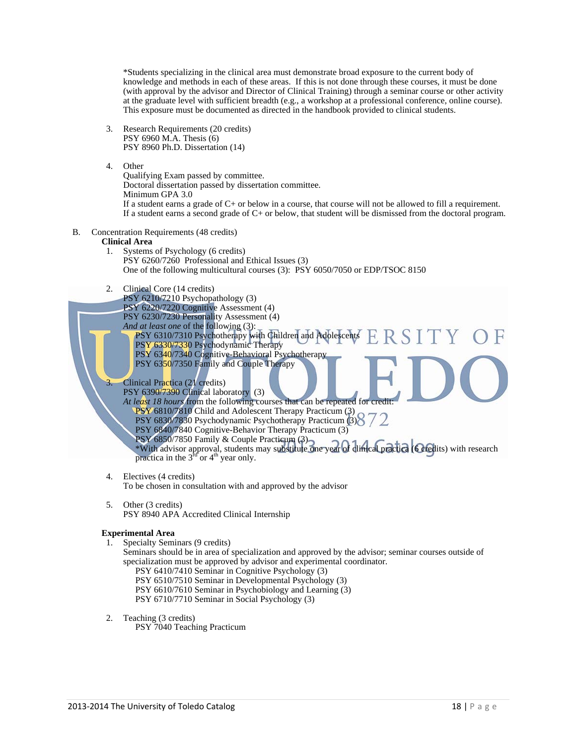*Students specializing in the clinical area must demonstrate broad exposure to the current body of knowledge and methods in each of these areas. If this is not done through these courses, it must be done (with approval by the advisor and Director of Clinical Training) through a seminar course or other activity at the graduate level with sufficient breadth (e.g., a workshop at a professional conference, online course). This exposure must be documented as directed in the handbook provided to clinical students.

3. Research Requirements (20 credits)
   PSY 6960 M.A. Thesis (6)
   PSY 8960 Ph.D. Dissertation (14)

4. Other
   Qualifying Exam passed by committee.
   Doctoral dissertation passed by dissertation committee.
   Minimum GPA 3.0
   If a student earns a grade of C+ or below in a course, that course will not be allowed to fill a requirement.
   If a student earns a second grade of C+ or below, that student will be dismissed from the doctoral program.

B. Concentration Requirements (48 credits)

**Clinical Area**

1. Systems of Psychology (6 credits)
   PSY 6260/7260 Professional and Ethical Issues (3)
   One of the following multicultural courses (3): PSY 6050/7050 or EDP/TSOC 8150

2. Clinical Core (14 credits)
   PSY 6210/7210 Psychopathology (3)
   PSY 6220/7220 Cognitive Assessment (4)
   PSY 6230/7230 Personality Assessment (4)
   *And at least one* of the following (3):
   - PSY 6310/7310 Psychotherapy with Children and Adolescents
   - PSY 6330/7330 Psychodynamic Therapy
   - PSY 6340/7340 Cognitive-Behavioral Psychotherapy
   - PSY 6350/7350 Family and Couple Therapy

3. Clinical Practica (21 credits)
   PSY 6390/7390 Clinical laboratory (3)
   *At least 18 hours* from the following courses that can be repeated for credit:
   - PSY 6810/7810 Child and Adolescent Therapy Practicum (3)
   - PSY 6830/7830 Psychodynamic Psychotherapy Practicum (3)
   - PSY 6840/7840 Cognitive-Behavior Therapy Practicum (3)
   - PSY 6850/7850 Family & Couple Practicum (3)

   *With advisor approval, students may substitute one year of clinical practica (6 credits) with research practica in the 3rd or 4th year only.

4. Electives (4 credits)
   To be chosen in consultation with and approved by the advisor

5. Other (3 credits)
   PSY 8940 APA Accredited Clinical Internship

**Experimental Area**

1. Specialty Seminars (9 credits)
   Seminars should be in area of specialization and approved by the advisor; seminar courses outside of specialization must be approved by advisor and experimental coordinator.
   - PSY 6410/7410 Seminar in Cognitive Psychology (3)
   - PSY 6510/7510 Seminar in Developmental Psychology (3)
   - PSY 6610/7610 Seminar in Psychobiology and Learning (3)
   - PSY 6710/7710 Seminar in Social Psychology (3)

2. Teaching (3 credits)
   - PSY 7040 Teaching Practicum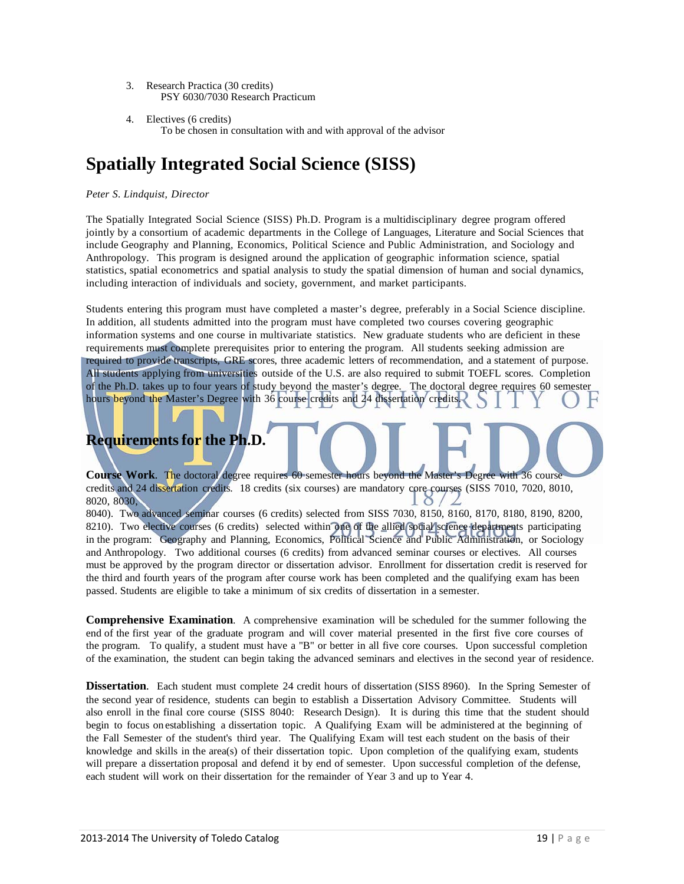3. Research Practica (30 credits)
   PSY 6030/7030 Research Practicum

4. Electives (6 credits)
   To be chosen in consultation with and with approval of the advisor

# Spatially Integrated Social Science (SISS)

*Peter S. Lindquist, Director*

The Spatially Integrated Social Science (SISS) Ph.D. Program is a multidisciplinary degree program offered jointly by a consortium of academic departments in the College of Languages, Literature and Social Sciences that include Geography and Planning, Economics, Political Science and Public Administration, and Sociology and Anthropology. This program is designed around the application of geographic information science, spatial statistics, spatial econometrics and spatial analysis to study the spatial dimension of human and social dynamics, including interaction of individuals and society, government, and market participants.

Students entering this program must have completed a master's degree, preferably in a Social Science discipline. In addition, all students admitted into the program must have completed two courses covering geographic information systems and one course in multivariate statistics. New graduate students who are deficient in these requirements must complete prerequisites prior to entering the program. All students seeking admission are required to provide transcripts, GRE scores, three academic letters of recommendation, and a statement of purpose. All students applying from universities outside of the U.S. are also required to submit TOEFL scores. Completion of the Ph.D. takes up to four years of study beyond the master's degree. The doctoral degree requires 60 semester hours beyond the Master's Degree with 36 course credits and 24 dissertation credits.

## Requirements for the Ph.D.

**Course Work**. The doctoral degree requires 60 semester hours beyond the Master's Degree with 36 course credits and 24 dissertation credits. 18 credits (six courses) are mandatory core courses (SISS 7010, 7020, 8010, 8020, 8030, 8040). Two advanced seminar courses (6 credits) selected from SISS 7030, 8150, 8160, 8170, 8180, 8190, 8200, 8210). Two elective courses (6 credits) selected within one of the allied social science departments participating in the program: Geography and Planning, Economics, Political Science and Public Administration, or Sociology and Anthropology. Two additional courses (6 credits) from advanced seminar courses or electives. All courses must be approved by the program director or dissertation advisor. Enrollment for dissertation credit is reserved for the third and fourth years of the program after course work has been completed and the qualifying exam has been passed. Students are eligible to take a minimum of six credits of dissertation in a semester.

**Comprehensive Examination**. A comprehensive examination will be scheduled for the summer following the end of the first year of the graduate program and will cover material presented in the first five core courses of the program. To qualify, a student must have a "B" or better in all five core courses. Upon successful completion of the examination, the student can begin taking the advanced seminars and electives in the second year of residence.

**Dissertation**. Each student must complete 24 credit hours of dissertation (SISS 8960). In the Spring Semester of the second year of residence, students can begin to establish a Dissertation Advisory Committee. Students will also enroll in the final core course (SISS 8040: Research Design). It is during this time that the student should begin to focus on establishing a dissertation topic. A Qualifying Exam will be administered at the beginning of the Fall Semester of the student's third year. The Qualifying Exam will test each student on the basis of their knowledge and skills in the area(s) of their dissertation topic. Upon completion of the qualifying exam, students will prepare a dissertation proposal and defend it by end of semester. Upon successful completion of the defense, each student will work on their dissertation for the remainder of Year 3 and up to Year 4.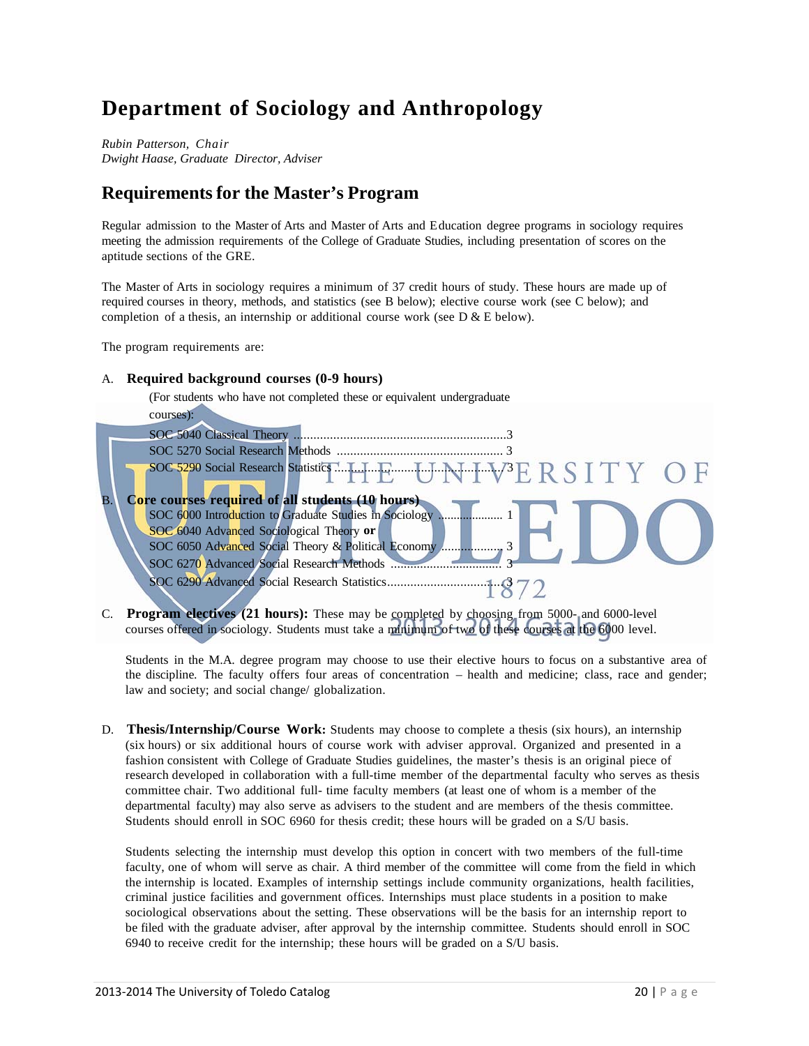# Department of Sociology and Anthropology

*Rubin Patterson, Chair*
*Dwight Haase, Graduate Director, Adviser*

## Requirements for the Master's Program

Regular admission to the Master of Arts and Master of Arts and Education degree programs in sociology requires meeting the admission requirements of the College of Graduate Studies, including presentation of scores on the aptitude sections of the GRE.

The Master of Arts in sociology requires a minimum of 37 credit hours of study. These hours are made up of required courses in theory, methods, and statistics (see B below); elective course work (see C below); and completion of a thesis, an internship or additional course work (see D & E below).

The program requirements are:

A. **Required background courses (0-9 hours)**

(For students who have not completed these or equivalent undergraduate courses):

- SOC 5040 Classical Theory ............................................................3
- SOC 5270 Social Research Methods ................................................ 3
- SOC 5290 Social Research Statistics ...............................................3

B. **Core courses required of all students (10 hours)**

- SOC 6000 Introduction to Graduate Studies in Sociology .................... 1
- SOC 6040 Advanced Sociological Theory **or**
- SOC 6050 Advanced Social Theory & Political Economy .................. 3
- SOC 6270 Advanced Social Research Methods ................................. 3
- SOC 6290 Advanced Social Research Statistics...............................3

C. **Program electives (21 hours):** These may be completed by choosing from 5000- and 6000-level courses offered in sociology. Students must take a minimum of two of these courses at the 6000 level.

Students in the M.A. degree program may choose to use their elective hours to focus on a substantive area of the discipline. The faculty offers four areas of concentration – health and medicine; class, race and gender; law and society; and social change/ globalization.

D. **Thesis/Internship/Course Work:** Students may choose to complete a thesis (six hours), an internship (six hours) or six additional hours of course work with adviser approval. Organized and presented in a fashion consistent with College of Graduate Studies guidelines, the master's thesis is an original piece of research developed in collaboration with a full-time member of the departmental faculty who serves as thesis committee chair. Two additional full- time faculty members (at least one of whom is a member of the departmental faculty) may also serve as advisers to the student and are members of the thesis committee. Students should enroll in SOC 6960 for thesis credit; these hours will be graded on a S/U basis.

Students selecting the internship must develop this option in concert with two members of the full-time faculty, one of whom will serve as chair. A third member of the committee will come from the field in which the internship is located. Examples of internship settings include community organizations, health facilities, criminal justice facilities and government offices. Internships must place students in a position to make sociological observations about the setting. These observations will be the basis for an internship report to be filed with the graduate adviser, after approval by the internship committee. Students should enroll in SOC 6940 to receive credit for the internship; these hours will be graded on a S/U basis.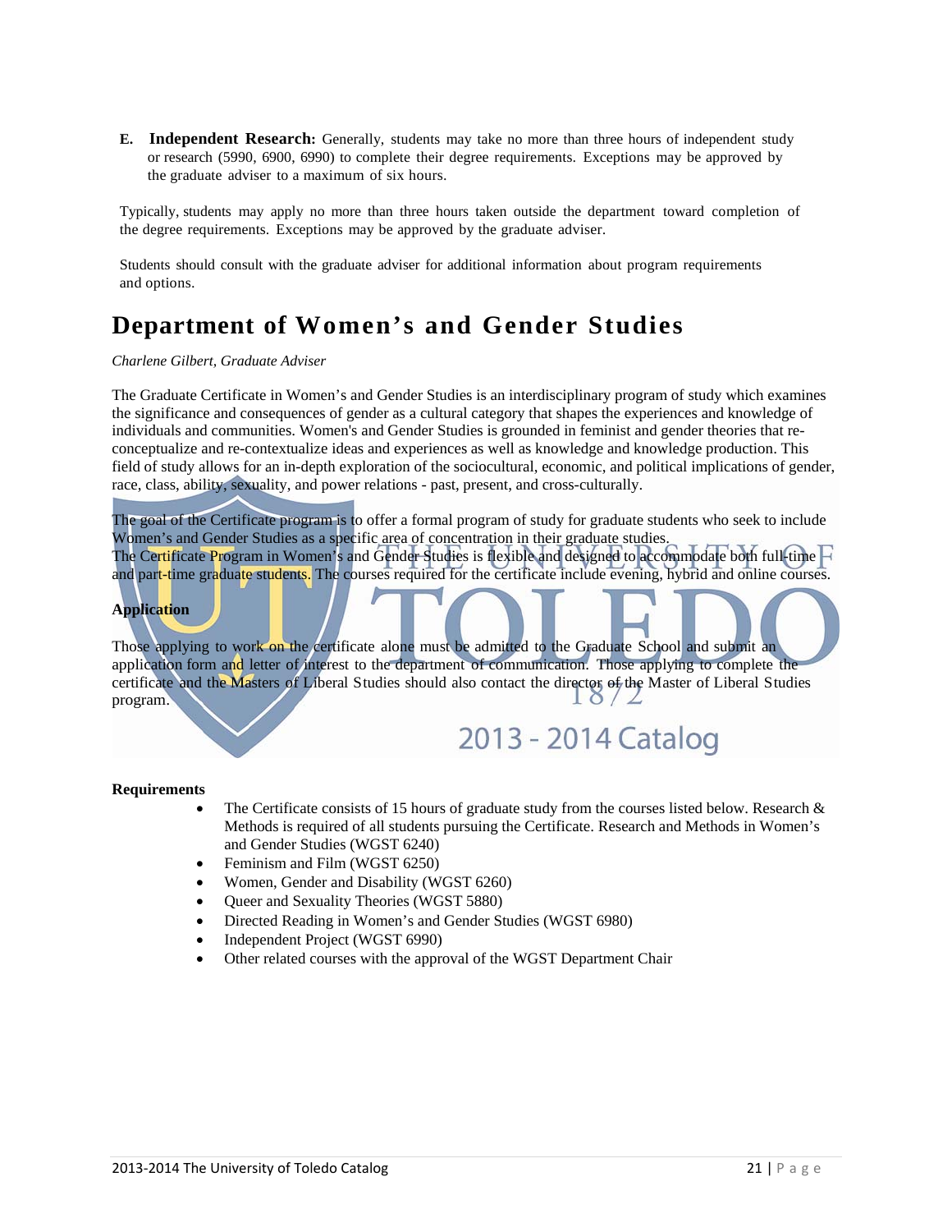**E. Independent Research:** Generally, students may take no more than three hours of independent study or research (5990, 6900, 6990) to complete their degree requirements. Exceptions may be approved by the graduate adviser to a maximum of six hours.

Typically, students may apply no more than three hours taken outside the department toward completion of the degree requirements. Exceptions may be approved by the graduate adviser.

Students should consult with the graduate adviser for additional information about program requirements and options.

# Department of Women's and Gender Studies

*Charlene Gilbert, Graduate Adviser*

The Graduate Certificate in Women's and Gender Studies is an interdisciplinary program of study which examines the significance and consequences of gender as a cultural category that shapes the experiences and knowledge of individuals and communities. Women's and Gender Studies is grounded in feminist and gender theories that re-conceptualize and re-contextualize ideas and experiences as well as knowledge and knowledge production. This field of study allows for an in-depth exploration of the sociocultural, economic, and political implications of gender, race, class, ability, sexuality, and power relations - past, present, and cross-culturally.

The goal of the Certificate program is to offer a formal program of study for graduate students who seek to include Women's and Gender Studies as a specific area of concentration in their graduate studies.
The Certificate Program in Women's and Gender Studies is flexible and designed to accommodate both full-time and part-time graduate students. The courses required for the certificate include evening, hybrid and online courses.

**Application**

Those applying to work on the certificate alone must be admitted to the Graduate School and submit an application form and letter of interest to the department of communication. Those applying to complete the certificate and the Masters of Liberal Studies should also contact the director of the Master of Liberal Studies program.

**Requirements**

- The Certificate consists of 15 hours of graduate study from the courses listed below. Research & Methods is required of all students pursuing the Certificate. Research and Methods in Women's and Gender Studies (WGST 6240)
- Feminism and Film (WGST 6250)
- Women, Gender and Disability (WGST 6260)
- Queer and Sexuality Theories (WGST 5880)
- Directed Reading in Women's and Gender Studies (WGST 6980)
- Independent Project (WGST 6990)
- Other related courses with the approval of the WGST Department Chair